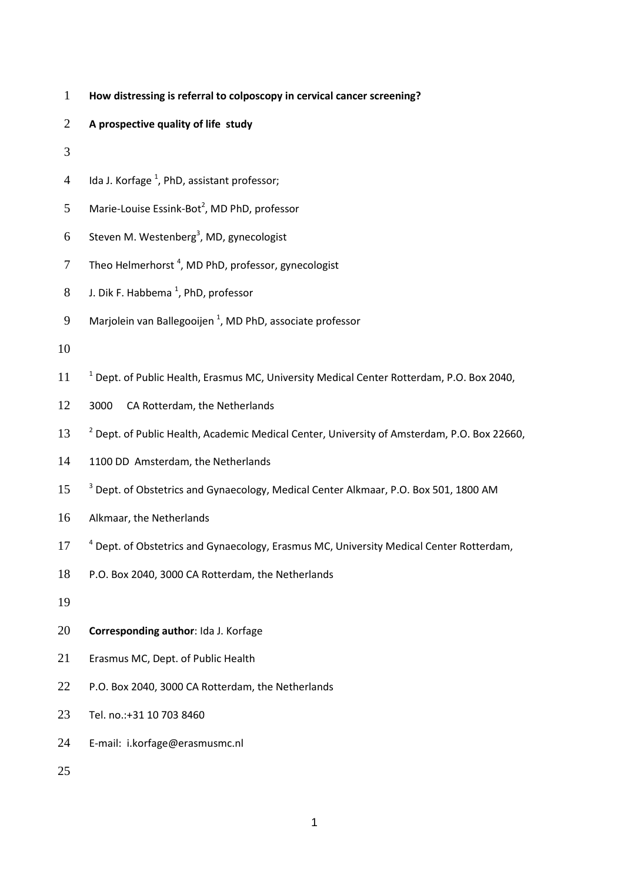**How distressing is referral to colposcopy in cervical cancer screening?**

**A prospective quality of life study**

Ida J. Korfage [1], PhD, assistant professor;

Marie-Louise Essink-Bot[2], MD PhD, professor

Steven M. Westenberg[3], MD, gynecologist

Theo Helmerhorst [4], MD PhD, professor, gynecologist

J. Dik F. Habbema [1], PhD, professor

Marjolein van Ballegooijen [1], MD PhD, associate professor

[1] Dept. of Public Health, Erasmus MC, University Medical Center Rotterdam, P.O. Box 2040, 3000 CA Rotterdam, the Netherlands

[2] Dept. of Public Health, Academic Medical Center, University of Amsterdam, P.O. Box 22660, 1100 DD Amsterdam, the Netherlands

[3] Dept. of Obstetrics and Gynaecology, Medical Center Alkmaar, P.O. Box 501, 1800 AM Alkmaar, the Netherlands

[4] Dept. of Obstetrics and Gynaecology, Erasmus MC, University Medical Center Rotterdam, P.O. Box 2040, 3000 CA Rotterdam, the Netherlands

**Corresponding author**: Ida J. Korfage

Erasmus MC, Dept. of Public Health

P.O. Box 2040, 3000 CA Rotterdam, the Netherlands

Tel. no.:+31 10 703 8460

E-mail: i.korfage@erasmusmc.nl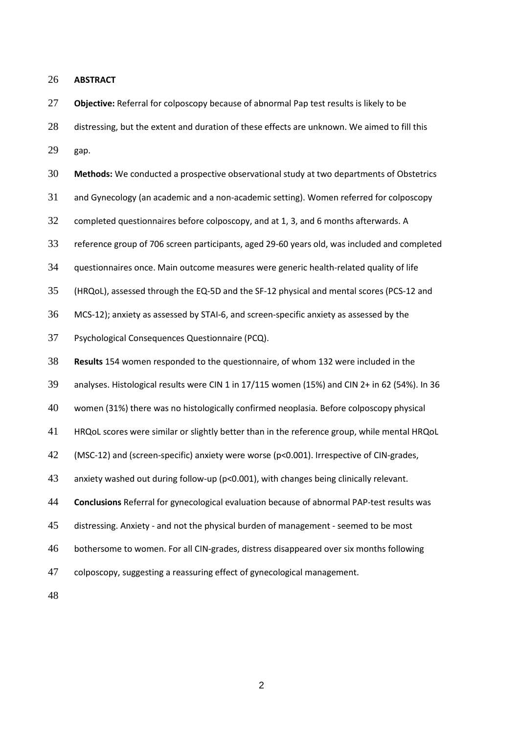## ABSTRACT

**Objective:** Referral for colposcopy because of abnormal Pap test results is likely to be distressing, but the extent and duration of these effects are unknown. We aimed to fill this gap.

**Methods:** We conducted a prospective observational study at two departments of Obstetrics and Gynecology (an academic and a non-academic setting). Women referred for colposcopy completed questionnaires before colposcopy, and at 1, 3, and 6 months afterwards. A reference group of 706 screen participants, aged 29-60 years old, was included and completed questionnaires once. Main outcome measures were generic health-related quality of life (HRQoL), assessed through the EQ-5D and the SF-12 physical and mental scores (PCS-12 and MCS-12); anxiety as assessed by STAI-6, and screen-specific anxiety as assessed by the Psychological Consequences Questionnaire (PCQ).

**Results** 154 women responded to the questionnaire, of whom 132 were included in the analyses. Histological results were CIN 1 in 17/115 women (15%) and CIN 2+ in 62 (54%). In 36 women (31%) there was no histologically confirmed neoplasia. Before colposcopy physical HRQoL scores were similar or slightly better than in the reference group, while mental HRQoL (MSC-12) and (screen-specific) anxiety were worse ($p<0.001$). Irrespective of CIN-grades, anxiety washed out during follow-up ($p<0.001$), with changes being clinically relevant.

**Conclusions** Referral for gynecological evaluation because of abnormal PAP-test results was distressing. Anxiety - and not the physical burden of management - seemed to be most bothersome to women. For all CIN-grades, distress disappeared over six months following colposcopy, suggesting a reassuring effect of gynecological management.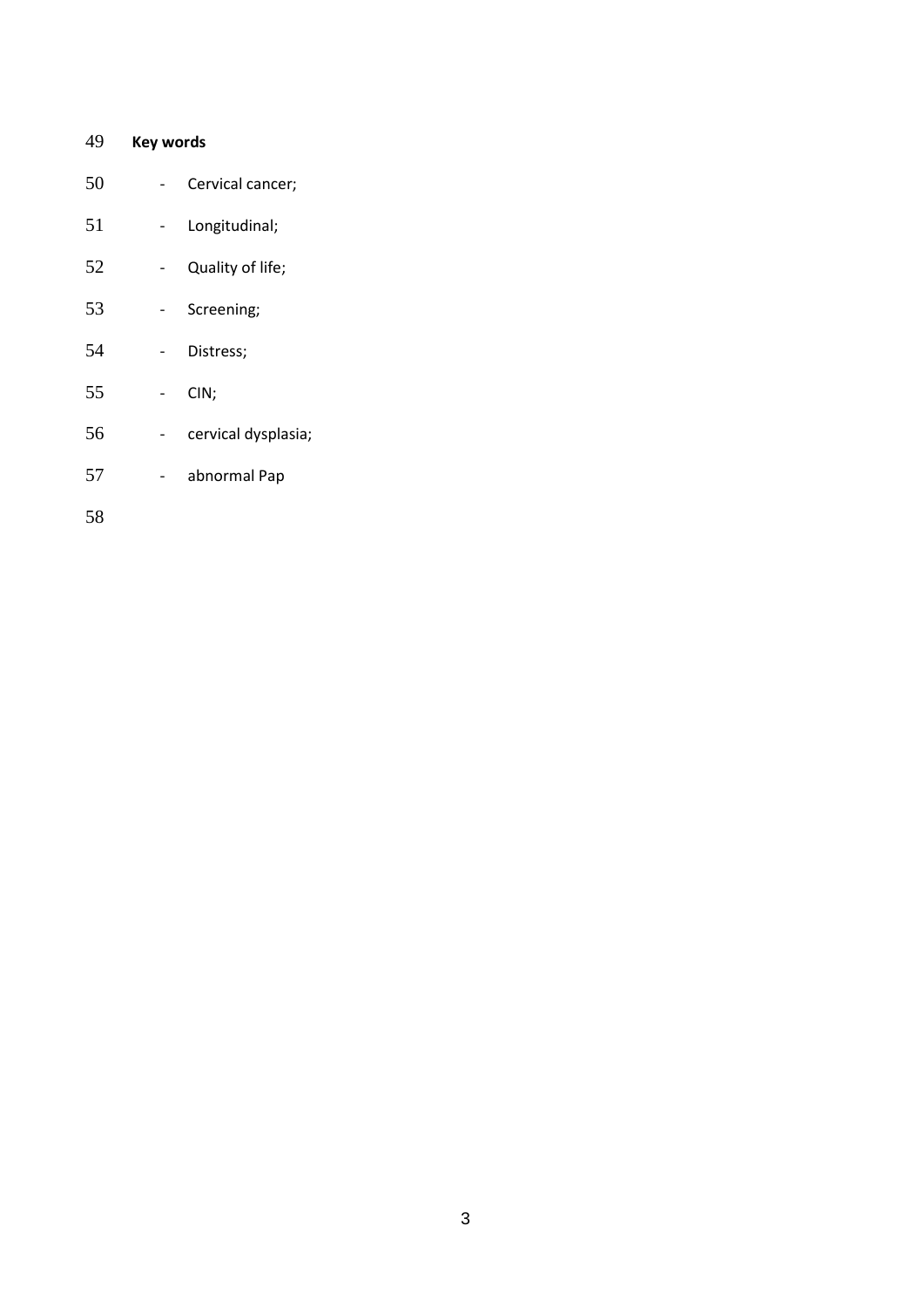**Key words**

- Cervical cancer;
- Longitudinal;
- Quality of life;
- Screening;
- Distress;
- CIN;
- cervical dysplasia;
- abnormal Pap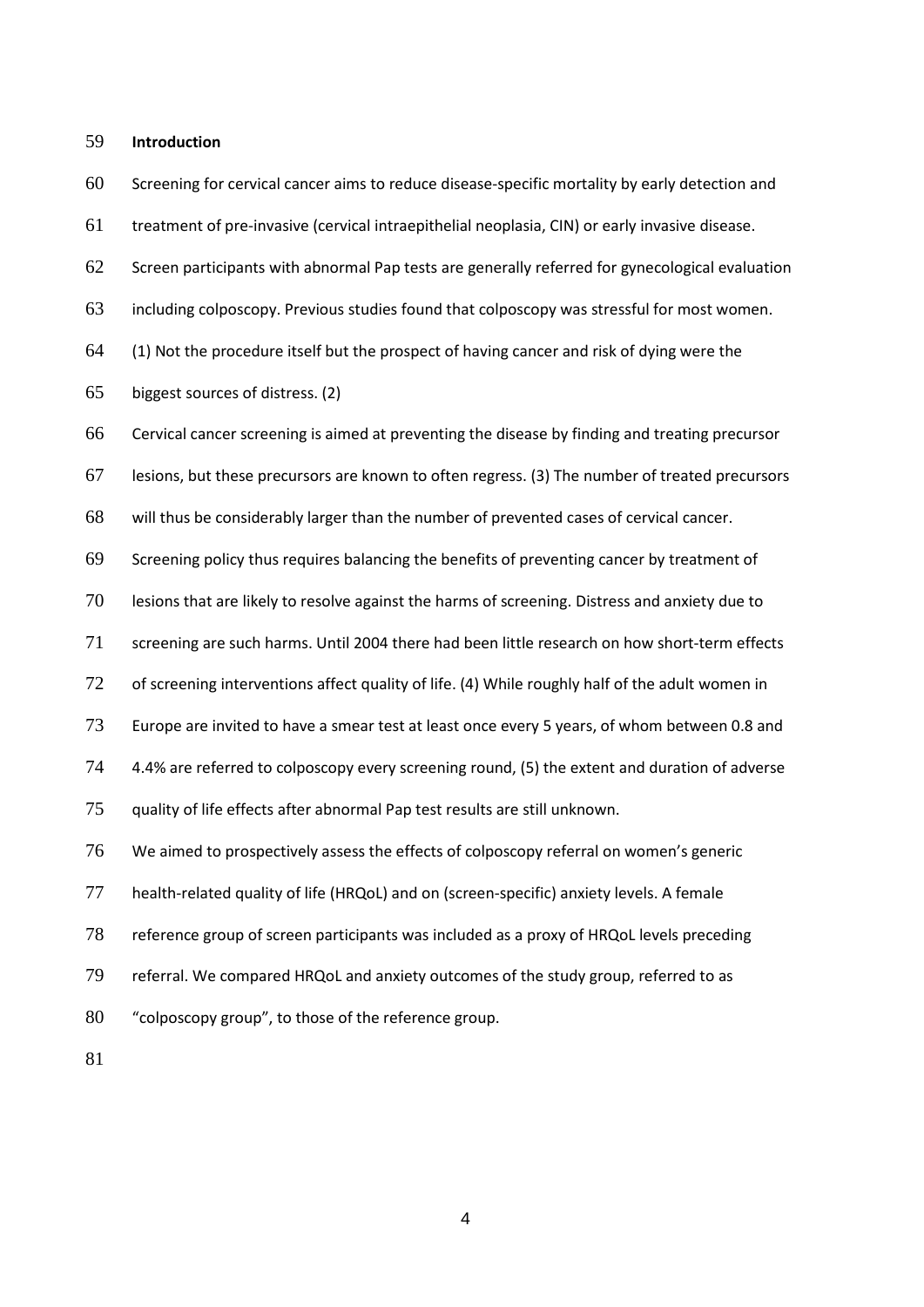## Introduction

Screening for cervical cancer aims to reduce disease-specific mortality by early detection and treatment of pre-invasive (cervical intraepithelial neoplasia, CIN) or early invasive disease. Screen participants with abnormal Pap tests are generally referred for gynecological evaluation including colposcopy. Previous studies found that colposcopy was stressful for most women. (1) Not the procedure itself but the prospect of having cancer and risk of dying were the biggest sources of distress. (2)

Cervical cancer screening is aimed at preventing the disease by finding and treating precursor lesions, but these precursors are known to often regress. (3) The number of treated precursors will thus be considerably larger than the number of prevented cases of cervical cancer. Screening policy thus requires balancing the benefits of preventing cancer by treatment of lesions that are likely to resolve against the harms of screening. Distress and anxiety due to screening are such harms. Until 2004 there had been little research on how short-term effects of screening interventions affect quality of life. (4) While roughly half of the adult women in Europe are invited to have a smear test at least once every 5 years, of whom between 0.8 and 4.4% are referred to colposcopy every screening round, (5) the extent and duration of adverse quality of life effects after abnormal Pap test results are still unknown.

We aimed to prospectively assess the effects of colposcopy referral on women's generic health-related quality of life (HRQoL) and on (screen-specific) anxiety levels. A female reference group of screen participants was included as a proxy of HRQoL levels preceding referral. We compared HRQoL and anxiety outcomes of the study group, referred to as "colposcopy group", to those of the reference group.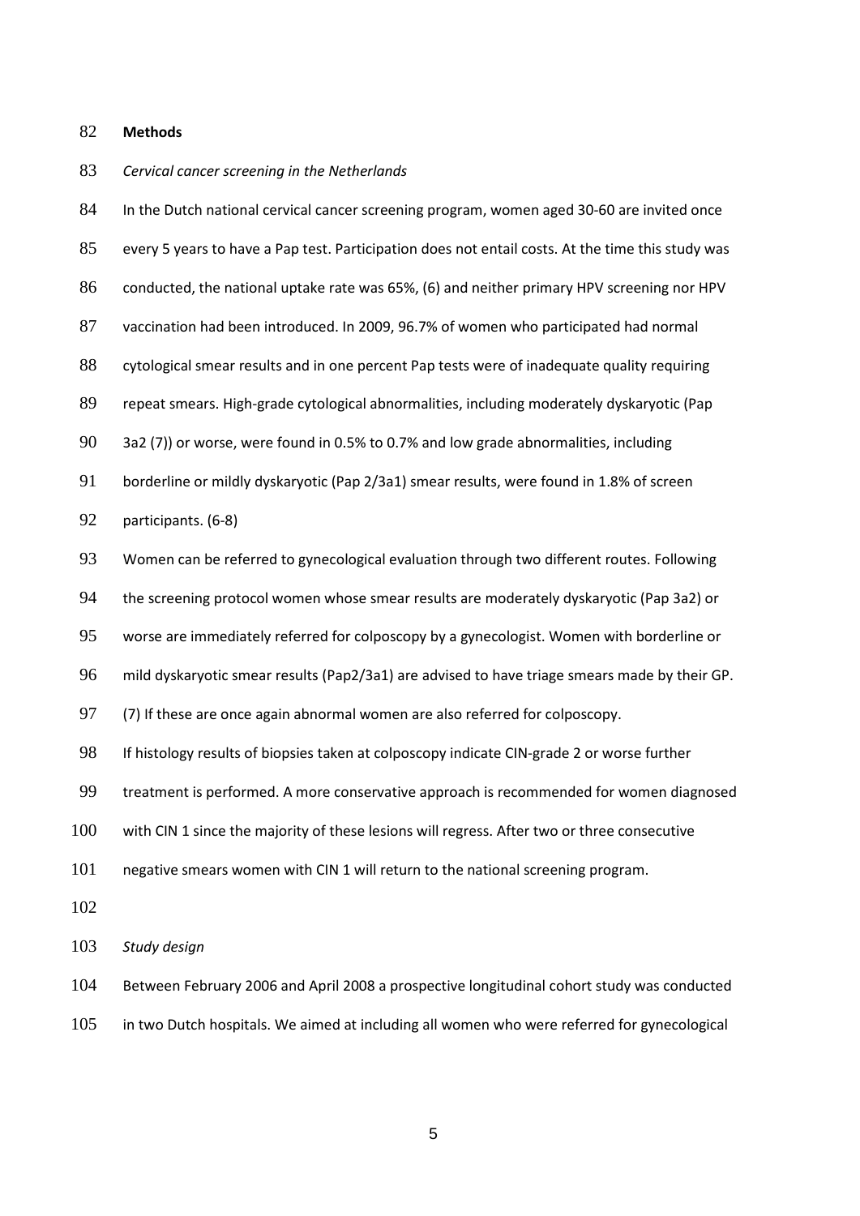## Methods

*Cervical cancer screening in the Netherlands*

In the Dutch national cervical cancer screening program, women aged 30-60 are invited once every 5 years to have a Pap test. Participation does not entail costs. At the time this study was conducted, the national uptake rate was 65%, (6) and neither primary HPV screening nor HPV vaccination had been introduced. In 2009, 96.7% of women who participated had normal cytological smear results and in one percent Pap tests were of inadequate quality requiring repeat smears. High-grade cytological abnormalities, including moderately dyskaryotic (Pap 3a2 (7)) or worse, were found in 0.5% to 0.7% and low grade abnormalities, including borderline or mildly dyskaryotic (Pap 2/3a1) smear results, were found in 1.8% of screen participants. (6-8)

Women can be referred to gynecological evaluation through two different routes. Following the screening protocol women whose smear results are moderately dyskaryotic (Pap 3a2) or worse are immediately referred for colposcopy by a gynecologist. Women with borderline or mild dyskaryotic smear results (Pap2/3a1) are advised to have triage smears made by their GP. (7) If these are once again abnormal women are also referred for colposcopy.

If histology results of biopsies taken at colposcopy indicate CIN-grade 2 or worse further treatment is performed. A more conservative approach is recommended for women diagnosed with CIN 1 since the majority of these lesions will regress. After two or three consecutive negative smears women with CIN 1 will return to the national screening program.

*Study design*

Between February 2006 and April 2008 a prospective longitudinal cohort study was conducted in two Dutch hospitals. We aimed at including all women who were referred for gynecological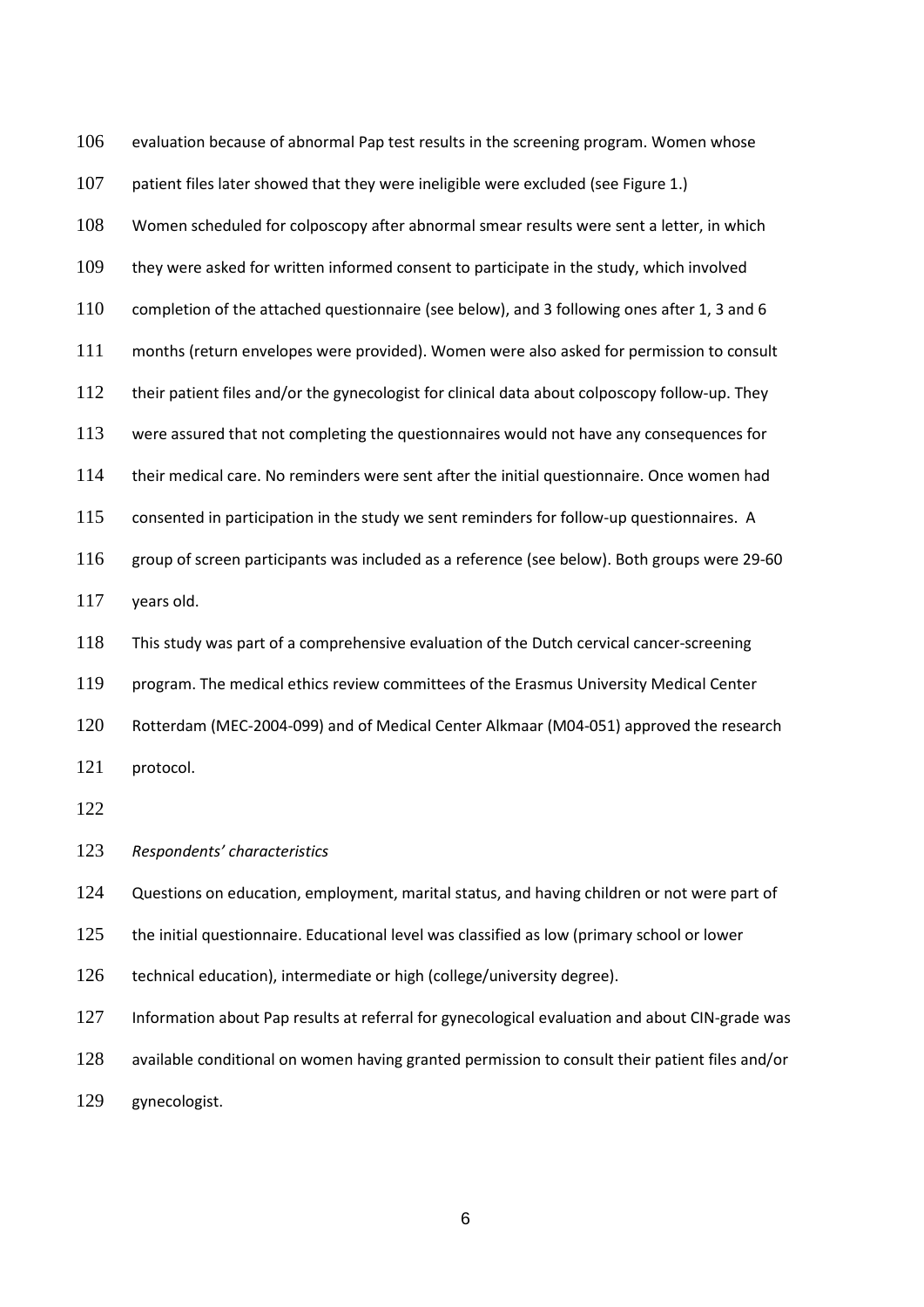evaluation because of abnormal Pap test results in the screening program. Women whose patient files later showed that they were ineligible were excluded (see Figure 1.)

Women scheduled for colposcopy after abnormal smear results were sent a letter, in which they were asked for written informed consent to participate in the study, which involved completion of the attached questionnaire (see below), and 3 following ones after 1, 3 and 6 months (return envelopes were provided). Women were also asked for permission to consult their patient files and/or the gynecologist for clinical data about colposcopy follow-up. They were assured that not completing the questionnaires would not have any consequences for their medical care. No reminders were sent after the initial questionnaire. Once women had consented in participation in the study we sent reminders for follow-up questionnaires. A group of screen participants was included as a reference (see below). Both groups were 29-60 years old.

This study was part of a comprehensive evaluation of the Dutch cervical cancer-screening program. The medical ethics review committees of the Erasmus University Medical Center Rotterdam (MEC-2004-099) and of Medical Center Alkmaar (M04-051) approved the research protocol.

*Respondents' characteristics*

Questions on education, employment, marital status, and having children or not were part of the initial questionnaire. Educational level was classified as low (primary school or lower technical education), intermediate or high (college/university degree).

Information about Pap results at referral for gynecological evaluation and about CIN-grade was available conditional on women having granted permission to consult their patient files and/or gynecologist.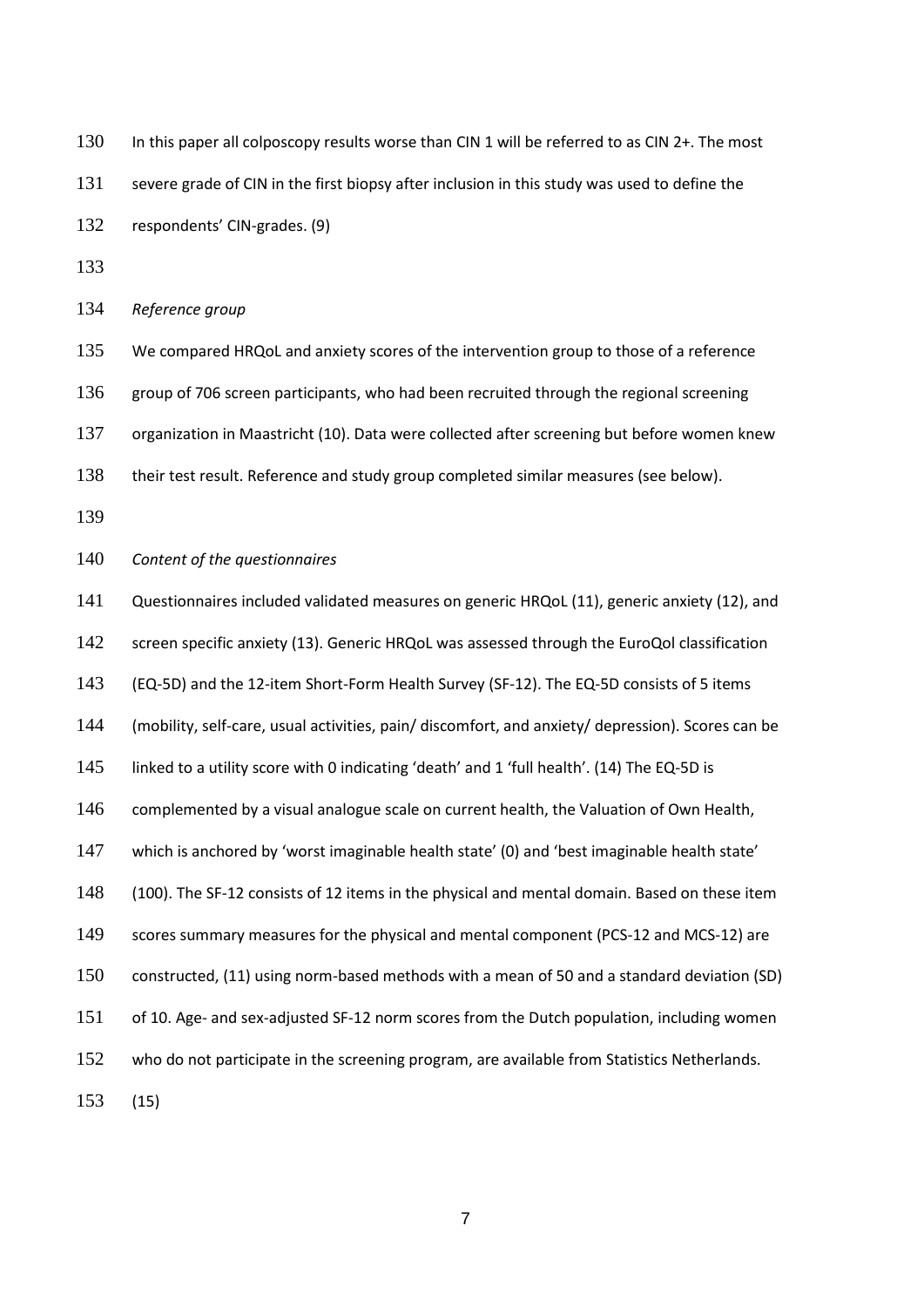In this paper all colposcopy results worse than CIN 1 will be referred to as CIN 2+. The most severe grade of CIN in the first biopsy after inclusion in this study was used to define the respondents' CIN-grades. (9)

*Reference group*

We compared HRQoL and anxiety scores of the intervention group to those of a reference group of 706 screen participants, who had been recruited through the regional screening organization in Maastricht (10). Data were collected after screening but before women knew their test result. Reference and study group completed similar measures (see below).

*Content of the questionnaires*

Questionnaires included validated measures on generic HRQoL (11), generic anxiety (12), and screen specific anxiety (13). Generic HRQoL was assessed through the EuroQol classification (EQ-5D) and the 12-item Short-Form Health Survey (SF-12). The EQ-5D consists of 5 items (mobility, self-care, usual activities, pain/ discomfort, and anxiety/ depression). Scores can be linked to a utility score with 0 indicating 'death' and 1 'full health'. (14) The EQ-5D is complemented by a visual analogue scale on current health, the Valuation of Own Health, which is anchored by 'worst imaginable health state' (0) and 'best imaginable health state' (100). The SF-12 consists of 12 items in the physical and mental domain. Based on these item scores summary measures for the physical and mental component (PCS-12 and MCS-12) are constructed, (11) using norm-based methods with a mean of 50 and a standard deviation (SD) of 10. Age- and sex-adjusted SF-12 norm scores from the Dutch population, including women who do not participate in the screening program, are available from Statistics Netherlands. (15)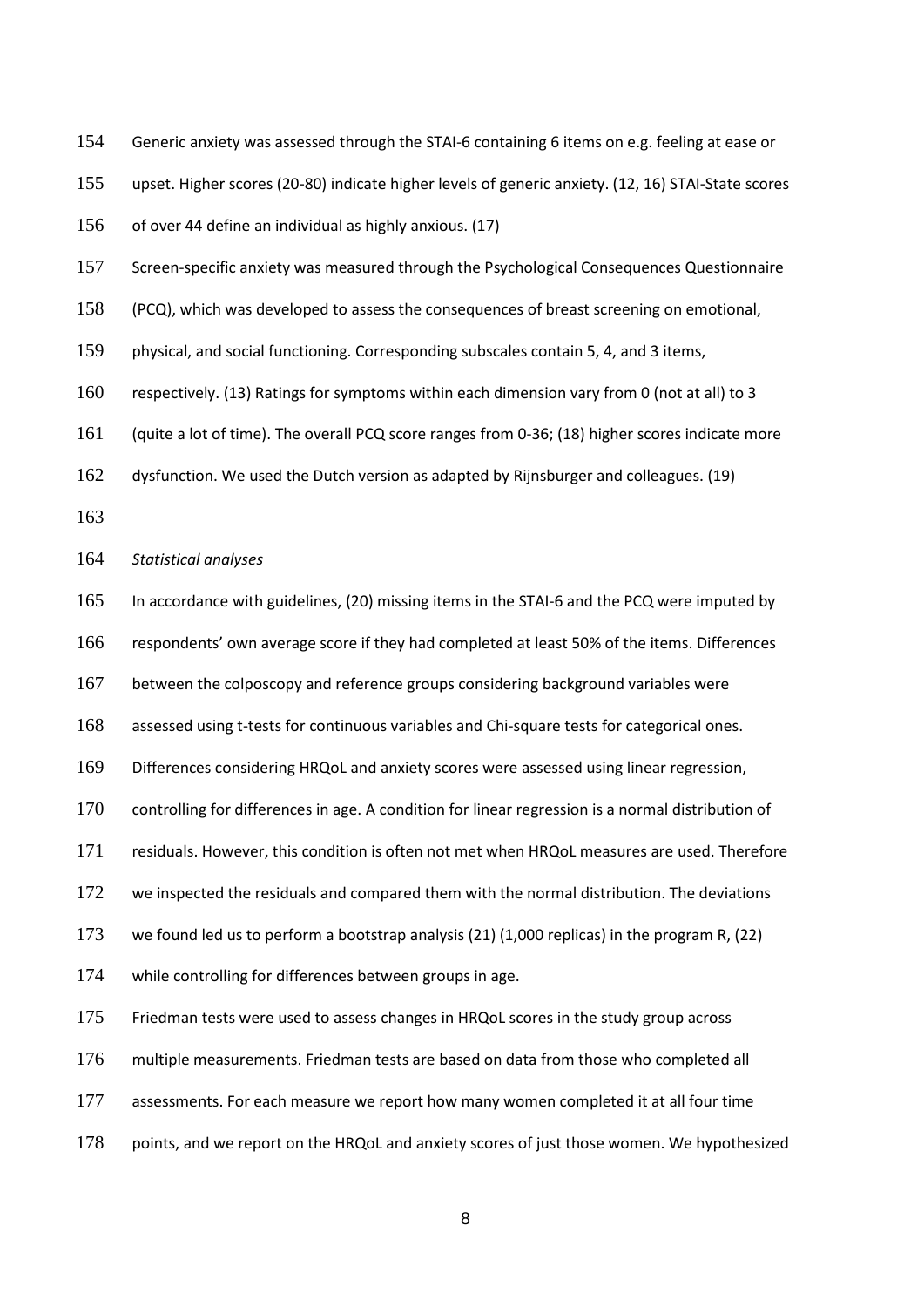Generic anxiety was assessed through the STAI-6 containing 6 items on e.g. feeling at ease or upset. Higher scores (20-80) indicate higher levels of generic anxiety. (12, 16) STAI-State scores of over 44 define an individual as highly anxious. (17)

Screen-specific anxiety was measured through the Psychological Consequences Questionnaire (PCQ), which was developed to assess the consequences of breast screening on emotional, physical, and social functioning. Corresponding subscales contain 5, 4, and 3 items, respectively. (13) Ratings for symptoms within each dimension vary from 0 (not at all) to 3 (quite a lot of time). The overall PCQ score ranges from 0-36; (18) higher scores indicate more dysfunction. We used the Dutch version as adapted by Rijnsburger and colleagues. (19)

*Statistical analyses*

In accordance with guidelines, (20) missing items in the STAI-6 and the PCQ were imputed by respondents' own average score if they had completed at least 50% of the items. Differences between the colposcopy and reference groups considering background variables were assessed using t-tests for continuous variables and Chi-square tests for categorical ones. Differences considering HRQoL and anxiety scores were assessed using linear regression, controlling for differences in age. A condition for linear regression is a normal distribution of residuals. However, this condition is often not met when HRQoL measures are used. Therefore we inspected the residuals and compared them with the normal distribution. The deviations we found led us to perform a bootstrap analysis (21) (1,000 replicas) in the program R, (22) while controlling for differences between groups in age.

Friedman tests were used to assess changes in HRQoL scores in the study group across multiple measurements. Friedman tests are based on data from those who completed all assessments. For each measure we report how many women completed it at all four time points, and we report on the HRQoL and anxiety scores of just those women. We hypothesized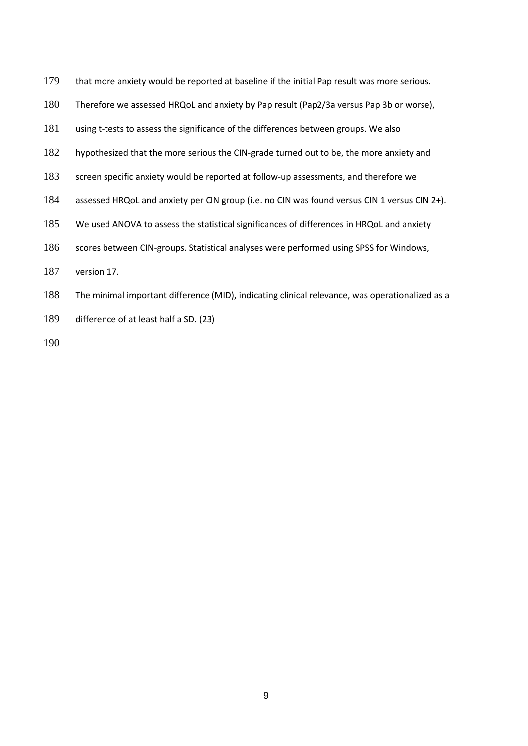that more anxiety would be reported at baseline if the initial Pap result was more serious. Therefore we assessed HRQoL and anxiety by Pap result (Pap2/3a versus Pap 3b or worse), using t-tests to assess the significance of the differences between groups. We also hypothesized that the more serious the CIN-grade turned out to be, the more anxiety and screen specific anxiety would be reported at follow-up assessments, and therefore we assessed HRQoL and anxiety per CIN group (i.e. no CIN was found versus CIN 1 versus CIN 2+). We used ANOVA to assess the statistical significances of differences in HRQoL and anxiety scores between CIN-groups. Statistical analyses were performed using SPSS for Windows, version 17.

The minimal important difference (MID), indicating clinical relevance, was operationalized as a difference of at least half a SD. (23)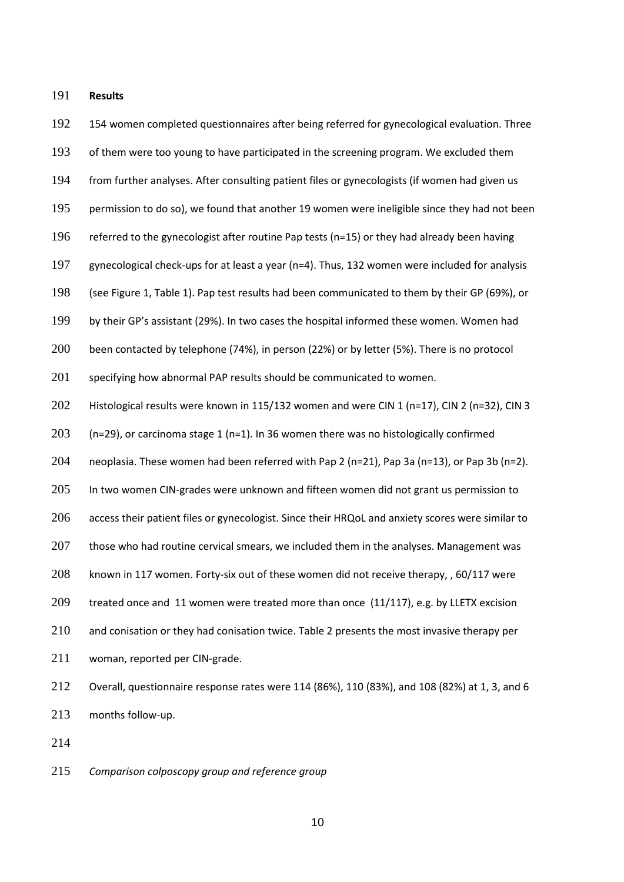## Results

154 women completed questionnaires after being referred for gynecological evaluation. Three of them were too young to have participated in the screening program. We excluded them from further analyses. After consulting patient files or gynecologists (if women had given us permission to do so), we found that another 19 women were ineligible since they had not been referred to the gynecologist after routine Pap tests (n=15) or they had already been having gynecological check-ups for at least a year (n=4). Thus, 132 women were included for analysis (see Figure 1, Table 1). Pap test results had been communicated to them by their GP (69%), or by their GP's assistant (29%). In two cases the hospital informed these women. Women had been contacted by telephone (74%), in person (22%) or by letter (5%). There is no protocol specifying how abnormal PAP results should be communicated to women.

Histological results were known in 115/132 women and were CIN 1 (n=17), CIN 2 (n=32), CIN 3 (n=29), or carcinoma stage 1 (n=1). In 36 women there was no histologically confirmed neoplasia. These women had been referred with Pap 2 (n=21), Pap 3a (n=13), or Pap 3b (n=2). In two women CIN-grades were unknown and fifteen women did not grant us permission to access their patient files or gynecologist. Since their HRQoL and anxiety scores were similar to those who had routine cervical smears, we included them in the analyses. Management was known in 117 women. Forty-six out of these women did not receive therapy, , 60/117 were treated once and 11 women were treated more than once (11/117), e.g. by LLETX excision and conisation or they had conisation twice. Table 2 presents the most invasive therapy per woman, reported per CIN-grade.

Overall, questionnaire response rates were 114 (86%), 110 (83%), and 108 (82%) at 1, 3, and 6 months follow-up.

*Comparison colposcopy group and reference group*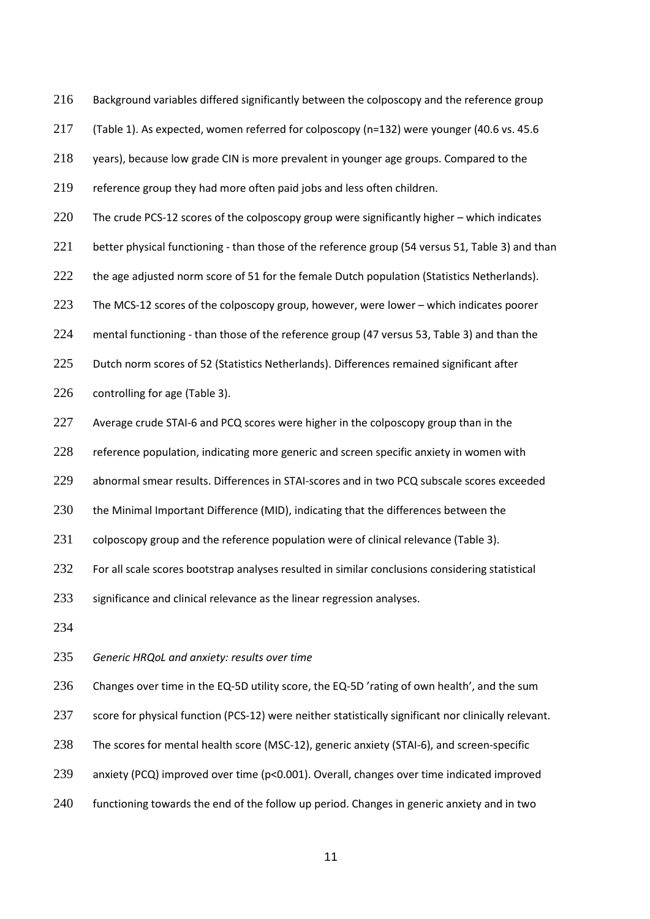Background variables differed significantly between the colposcopy and the reference group (Table 1). As expected, women referred for colposcopy (n=132) were younger (40.6 vs. 45.6 years), because low grade CIN is more prevalent in younger age groups. Compared to the reference group they had more often paid jobs and less often children.

The crude PCS-12 scores of the colposcopy group were significantly higher – which indicates better physical functioning - than those of the reference group (54 versus 51, Table 3) and than the age adjusted norm score of 51 for the female Dutch population (Statistics Netherlands). The MCS-12 scores of the colposcopy group, however, were lower – which indicates poorer mental functioning - than those of the reference group (47 versus 53, Table 3) and than the Dutch norm scores of 52 (Statistics Netherlands). Differences remained significant after controlling for age (Table 3).

Average crude STAI-6 and PCQ scores were higher in the colposcopy group than in the reference population, indicating more generic and screen specific anxiety in women with abnormal smear results. Differences in STAI-scores and in two PCQ subscale scores exceeded the Minimal Important Difference (MID), indicating that the differences between the colposcopy group and the reference population were of clinical relevance (Table 3).

For all scale scores bootstrap analyses resulted in similar conclusions considering statistical significance and clinical relevance as the linear regression analyses.

*Generic HRQoL and anxiety: results over time*

Changes over time in the EQ-5D utility score, the EQ-5D 'rating of own health', and the sum score for physical function (PCS-12) were neither statistically significant nor clinically relevant. The scores for mental health score (MSC-12), generic anxiety (STAI-6), and screen-specific anxiety (PCQ) improved over time ($p<0.001$). Overall, changes over time indicated improved functioning towards the end of the follow up period. Changes in generic anxiety and in two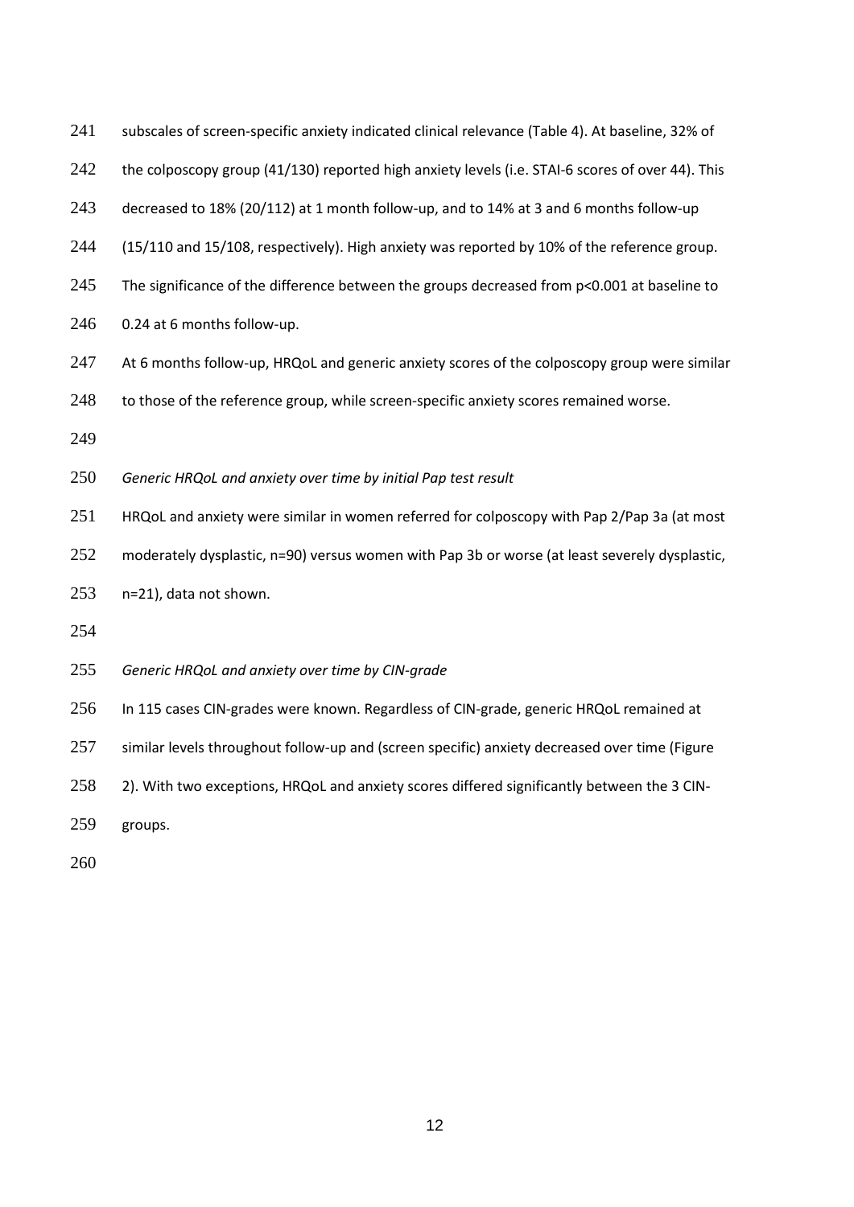subscales of screen-specific anxiety indicated clinical relevance (Table 4). At baseline, 32% of the colposcopy group (41/130) reported high anxiety levels (i.e. STAI-6 scores of over 44). This decreased to 18% (20/112) at 1 month follow-up, and to 14% at 3 and 6 months follow-up (15/110 and 15/108, respectively). High anxiety was reported by 10% of the reference group. The significance of the difference between the groups decreased from $p<0.001$ at baseline to 0.24 at 6 months follow-up.

At 6 months follow-up, HRQoL and generic anxiety scores of the colposcopy group were similar to those of the reference group, while screen-specific anxiety scores remained worse.

*Generic HRQoL and anxiety over time by initial Pap test result*

HRQoL and anxiety were similar in women referred for colposcopy with Pap 2/Pap 3a (at most moderately dysplastic, n=90) versus women with Pap 3b or worse (at least severely dysplastic, n=21), data not shown.

*Generic HRQoL and anxiety over time by CIN-grade*

In 115 cases CIN-grades were known. Regardless of CIN-grade, generic HRQoL remained at similar levels throughout follow-up and (screen specific) anxiety decreased over time (Figure 2). With two exceptions, HRQoL and anxiety scores differed significantly between the 3 CIN-groups.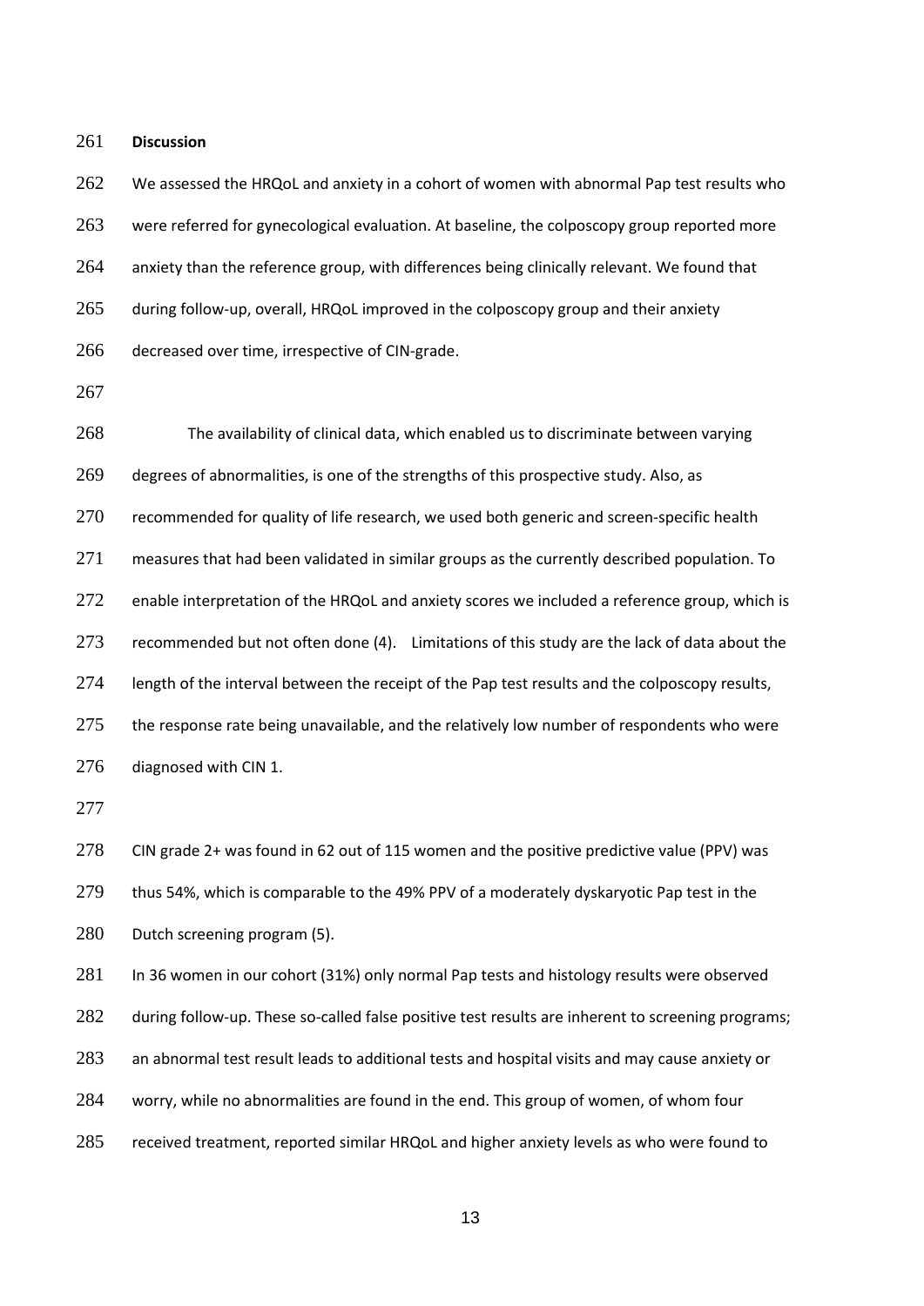**Discussion**

We assessed the HRQoL and anxiety in a cohort of women with abnormal Pap test results who were referred for gynecological evaluation. At baseline, the colposcopy group reported more anxiety than the reference group, with differences being clinically relevant. We found that during follow-up, overall, HRQoL improved in the colposcopy group and their anxiety decreased over time, irrespective of CIN-grade.

The availability of clinical data, which enabled us to discriminate between varying degrees of abnormalities, is one of the strengths of this prospective study. Also, as recommended for quality of life research, we used both generic and screen-specific health measures that had been validated in similar groups as the currently described population. To enable interpretation of the HRQoL and anxiety scores we included a reference group, which is recommended but not often done (4). Limitations of this study are the lack of data about the length of the interval between the receipt of the Pap test results and the colposcopy results, the response rate being unavailable, and the relatively low number of respondents who were diagnosed with CIN 1.

CIN grade 2+ was found in 62 out of 115 women and the positive predictive value (PPV) was thus 54%, which is comparable to the 49% PPV of a moderately dyskaryotic Pap test in the Dutch screening program (5).

In 36 women in our cohort (31%) only normal Pap tests and histology results were observed during follow-up. These so-called false positive test results are inherent to screening programs; an abnormal test result leads to additional tests and hospital visits and may cause anxiety or worry, while no abnormalities are found in the end. This group of women, of whom four received treatment, reported similar HRQoL and higher anxiety levels as who were found to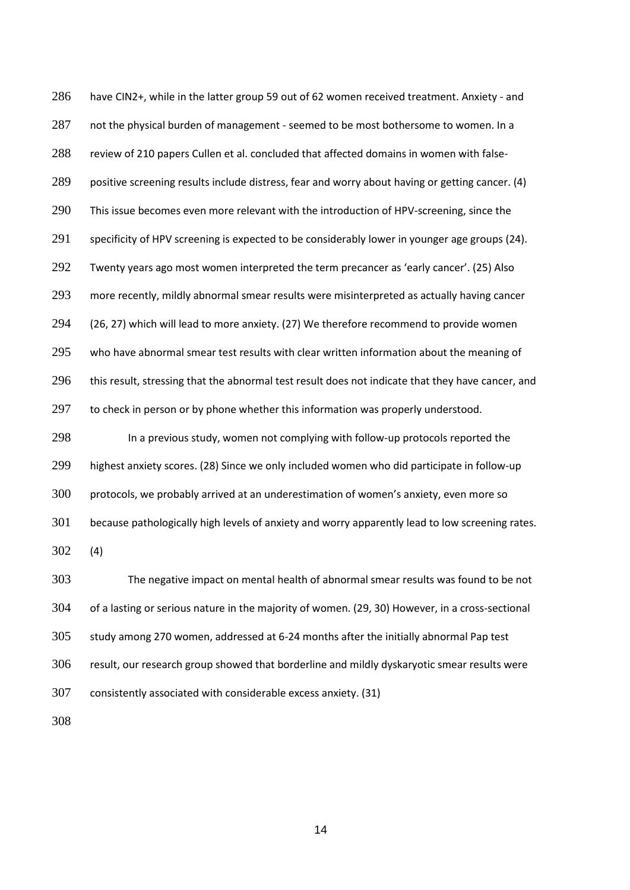have CIN2+, while in the latter group 59 out of 62 women received treatment. Anxiety - and not the physical burden of management - seemed to be most bothersome to women. In a review of 210 papers Cullen et al. concluded that affected domains in women with false-positive screening results include distress, fear and worry about having or getting cancer. (4) This issue becomes even more relevant with the introduction of HPV-screening, since the specificity of HPV screening is expected to be considerably lower in younger age groups (24). Twenty years ago most women interpreted the term precancer as 'early cancer'. (25) Also more recently, mildly abnormal smear results were misinterpreted as actually having cancer (26, 27) which will lead to more anxiety. (27) We therefore recommend to provide women who have abnormal smear test results with clear written information about the meaning of this result, stressing that the abnormal test result does not indicate that they have cancer, and to check in person or by phone whether this information was properly understood.

In a previous study, women not complying with follow-up protocols reported the highest anxiety scores. (28) Since we only included women who did participate in follow-up protocols, we probably arrived at an underestimation of women's anxiety, even more so because pathologically high levels of anxiety and worry apparently lead to low screening rates. (4)

The negative impact on mental health of abnormal smear results was found to be not of a lasting or serious nature in the majority of women. (29, 30) However, in a cross-sectional study among 270 women, addressed at 6-24 months after the initially abnormal Pap test result, our research group showed that borderline and mildly dyskaryotic smear results were consistently associated with considerable excess anxiety. (31)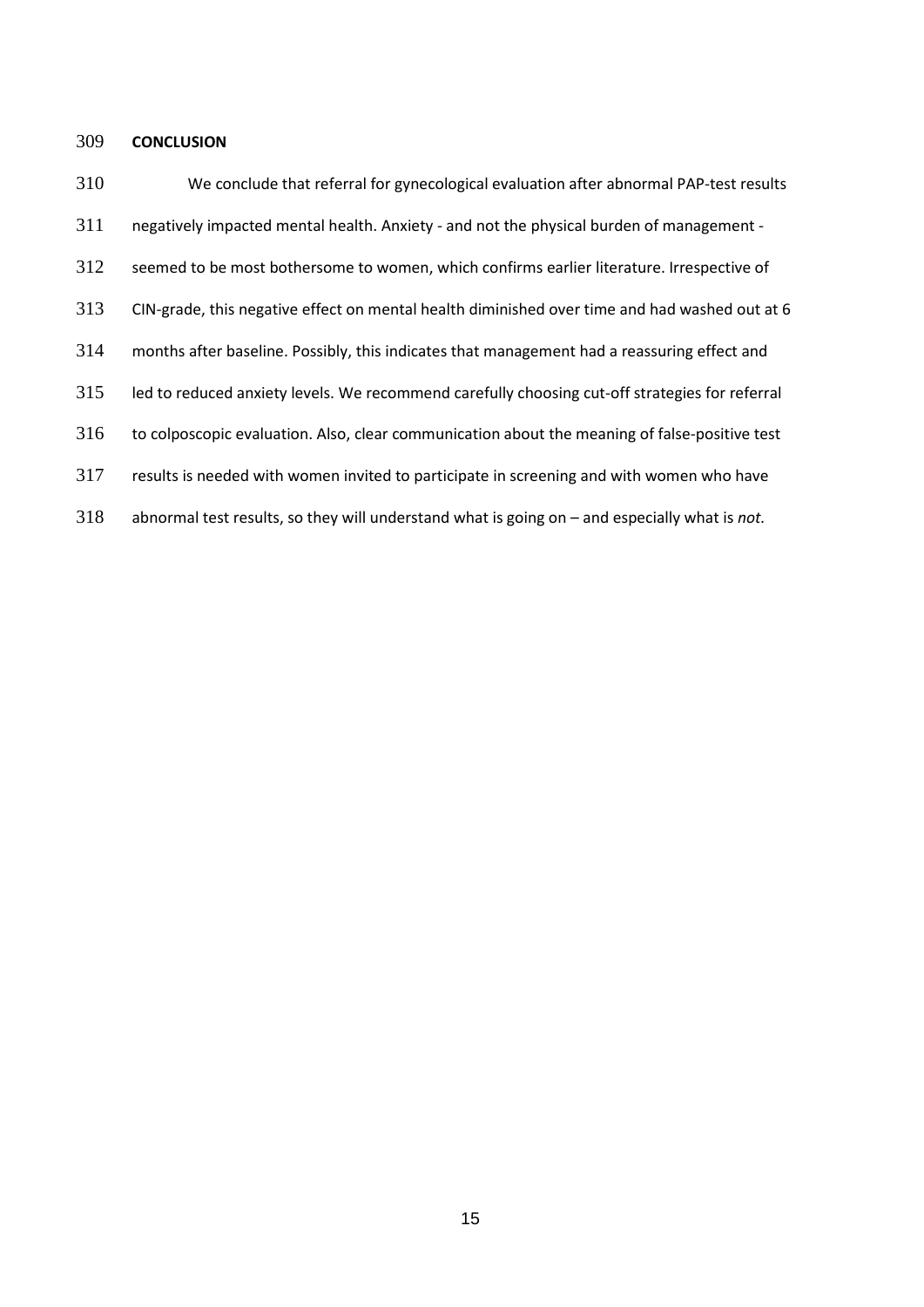## CONCLUSION

We conclude that referral for gynecological evaluation after abnormal PAP-test results negatively impacted mental health. Anxiety - and not the physical burden of management - seemed to be most bothersome to women, which confirms earlier literature. Irrespective of CIN-grade, this negative effect on mental health diminished over time and had washed out at 6 months after baseline. Possibly, this indicates that management had a reassuring effect and led to reduced anxiety levels. We recommend carefully choosing cut-off strategies for referral to colposcopic evaluation. Also, clear communication about the meaning of false-positive test results is needed with women invited to participate in screening and with women who have abnormal test results, so they will understand what is going on – and especially what is *not.*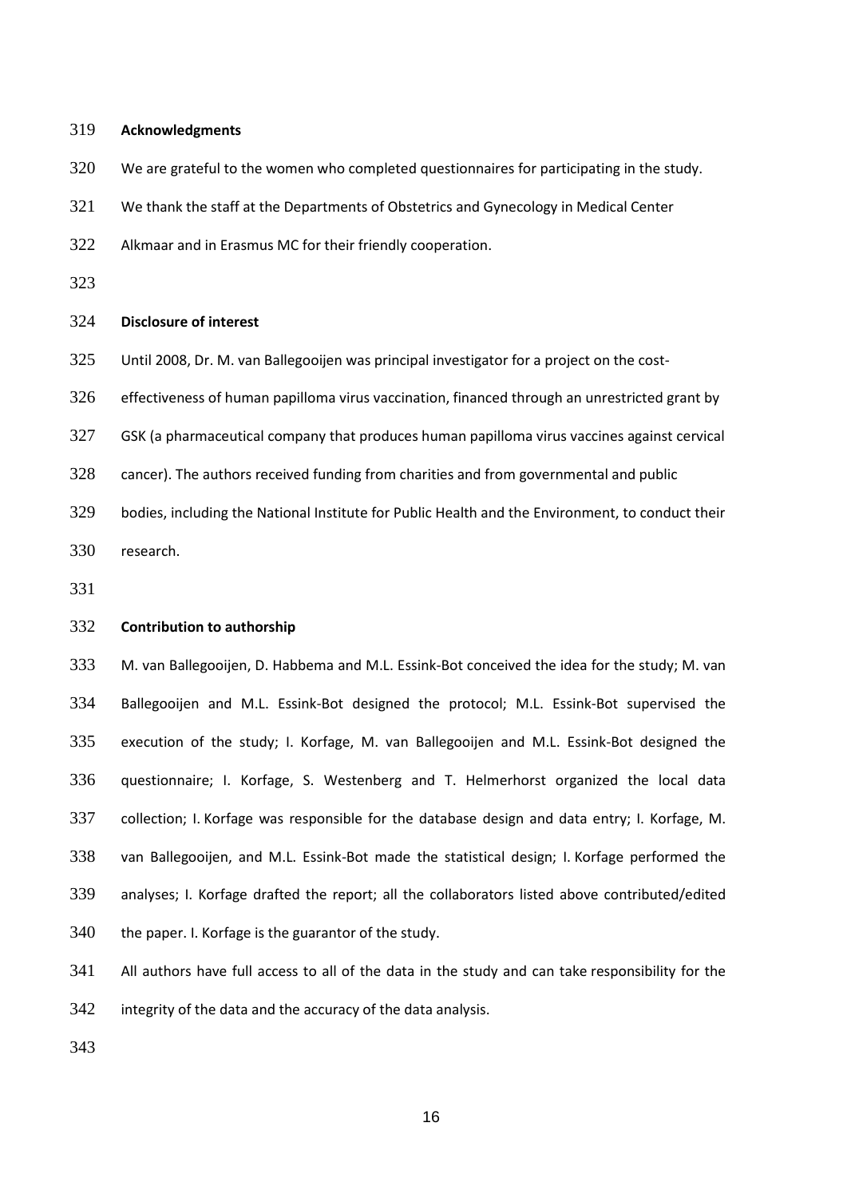## Acknowledgments

We are grateful to the women who completed questionnaires for participating in the study. We thank the staff at the Departments of Obstetrics and Gynecology in Medical Center Alkmaar and in Erasmus MC for their friendly cooperation.

## Disclosure of interest

Until 2008, Dr. M. van Ballegooijen was principal investigator for a project on the cost-effectiveness of human papilloma virus vaccination, financed through an unrestricted grant by GSK (a pharmaceutical company that produces human papilloma virus vaccines against cervical cancer). The authors received funding from charities and from governmental and public bodies, including the National Institute for Public Health and the Environment, to conduct their research.

## Contribution to authorship

M. van Ballegooijen, D. Habbema and M.L. Essink-Bot conceived the idea for the study; M. van Ballegooijen and M.L. Essink-Bot designed the protocol; M.L. Essink-Bot supervised the execution of the study; I. Korfage, M. van Ballegooijen and M.L. Essink-Bot designed the questionnaire; I. Korfage, S. Westenberg and T. Helmerhorst organized the local data collection; I. Korfage was responsible for the database design and data entry; I. Korfage, M. van Ballegooijen, and M.L. Essink-Bot made the statistical design; I. Korfage performed the analyses; I. Korfage drafted the report; all the collaborators listed above contributed/edited the paper. I. Korfage is the guarantor of the study.

All authors have full access to all of the data in the study and can take responsibility for the integrity of the data and the accuracy of the data analysis.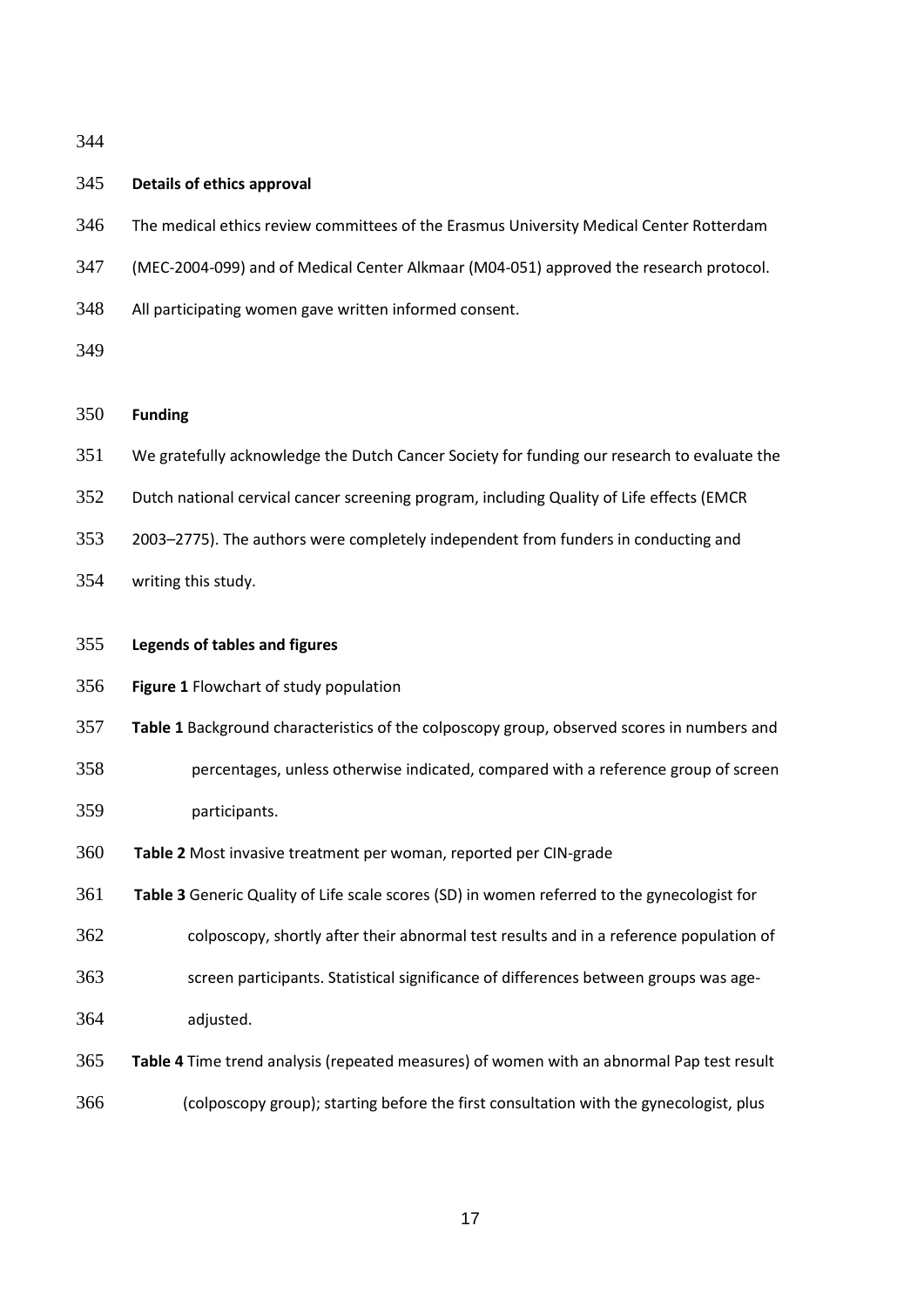**Details of ethics approval**

The medical ethics review committees of the Erasmus University Medical Center Rotterdam (MEC-2004-099) and of Medical Center Alkmaar (M04-051) approved the research protocol. All participating women gave written informed consent.

**Funding**

We gratefully acknowledge the Dutch Cancer Society for funding our research to evaluate the Dutch national cervical cancer screening program, including Quality of Life effects (EMCR 2003–2775). The authors were completely independent from funders in conducting and writing this study.

**Legends of tables and figures**

**Figure 1** Flowchart of study population

**Table 1** Background characteristics of the colposcopy group, observed scores in numbers and percentages, unless otherwise indicated, compared with a reference group of screen participants.

**Table 2** Most invasive treatment per woman, reported per CIN-grade

**Table 3** Generic Quality of Life scale scores (SD) in women referred to the gynecologist for colposcopy, shortly after their abnormal test results and in a reference population of screen participants. Statistical significance of differences between groups was age-adjusted.

**Table 4** Time trend analysis (repeated measures) of women with an abnormal Pap test result (colposcopy group); starting before the first consultation with the gynecologist, plus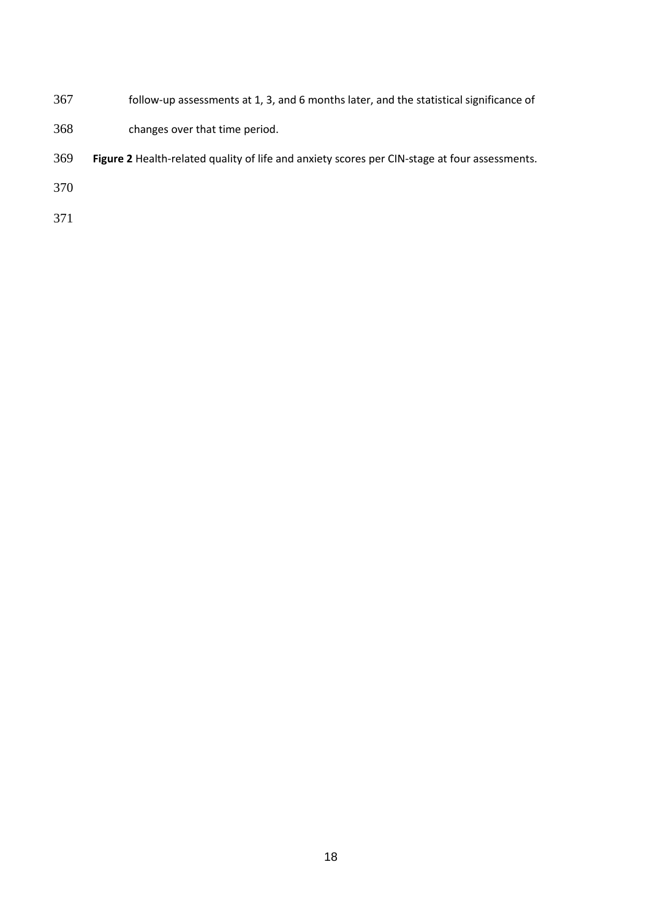follow-up assessments at 1, 3, and 6 months later, and the statistical significance of changes over that time period.

**Figure 2** Health-related quality of life and anxiety scores per CIN-stage at four assessments.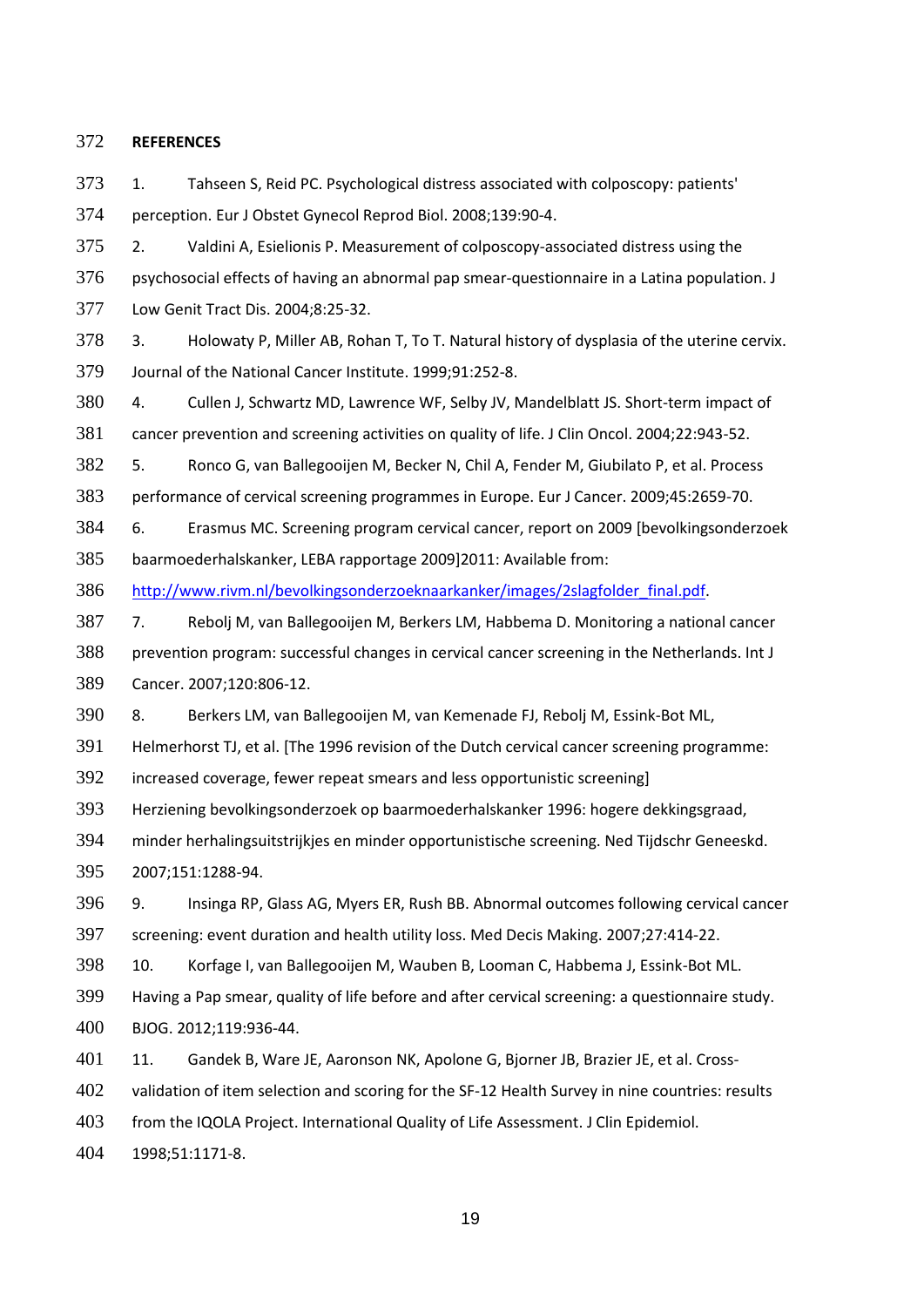## REFERENCES

1. Tahseen S, Reid PC. Psychological distress associated with colposcopy: patients' perception. Eur J Obstet Gynecol Reprod Biol. 2008;139:90-4.
2. Valdini A, Esielionis P. Measurement of colposcopy-associated distress using the psychosocial effects of having an abnormal pap smear-questionnaire in a Latina population. J Low Genit Tract Dis. 2004;8:25-32.
3. Holowaty P, Miller AB, Rohan T, To T. Natural history of dysplasia of the uterine cervix. Journal of the National Cancer Institute. 1999;91:252-8.
4. Cullen J, Schwartz MD, Lawrence WF, Selby JV, Mandelblatt JS. Short-term impact of cancer prevention and screening activities on quality of life. J Clin Oncol. 2004;22:943-52.
5. Ronco G, van Ballegooijen M, Becker N, Chil A, Fender M, Giubilato P, et al. Process performance of cervical screening programmes in Europe. Eur J Cancer. 2009;45:2659-70.
6. Erasmus MC. Screening program cervical cancer, report on 2009 [bevolkingsonderzoek baarmoederhalskanker, LEBA rapportage 2009]2011: Available from: http://www.rivm.nl/bevolkingsonderzoeknaarkanker/images/2slagfolder_final.pdf.
7. Rebolj M, van Ballegooijen M, Berkers LM, Habbema D. Monitoring a national cancer prevention program: successful changes in cervical cancer screening in the Netherlands. Int J Cancer. 2007;120:806-12.
8. Berkers LM, van Ballegooijen M, van Kemenade FJ, Rebolj M, Essink-Bot ML, Helmerhorst TJ, et al. [The 1996 revision of the Dutch cervical cancer screening programme: increased coverage, fewer repeat smears and less opportunistic screening] Herziening bevolkingsonderzoek op baarmoederhalskanker 1996: hogere dekkingsgraad, minder herhalingsuitstrijkjes en minder opportunistische screening. Ned Tijdschr Geneeskd. 2007;151:1288-94.
9. Insinga RP, Glass AG, Myers ER, Rush BB. Abnormal outcomes following cervical cancer screening: event duration and health utility loss. Med Decis Making. 2007;27:414-22.
10. Korfage I, van Ballegooijen M, Wauben B, Looman C, Habbema J, Essink-Bot ML. Having a Pap smear, quality of life before and after cervical screening: a questionnaire study. BJOG. 2012;119:936-44.
11. Gandek B, Ware JE, Aaronson NK, Apolone G, Bjorner JB, Brazier JE, et al. Cross-validation of item selection and scoring for the SF-12 Health Survey in nine countries: results from the IQOLA Project. International Quality of Life Assessment. J Clin Epidemiol. 1998;51:1171-8.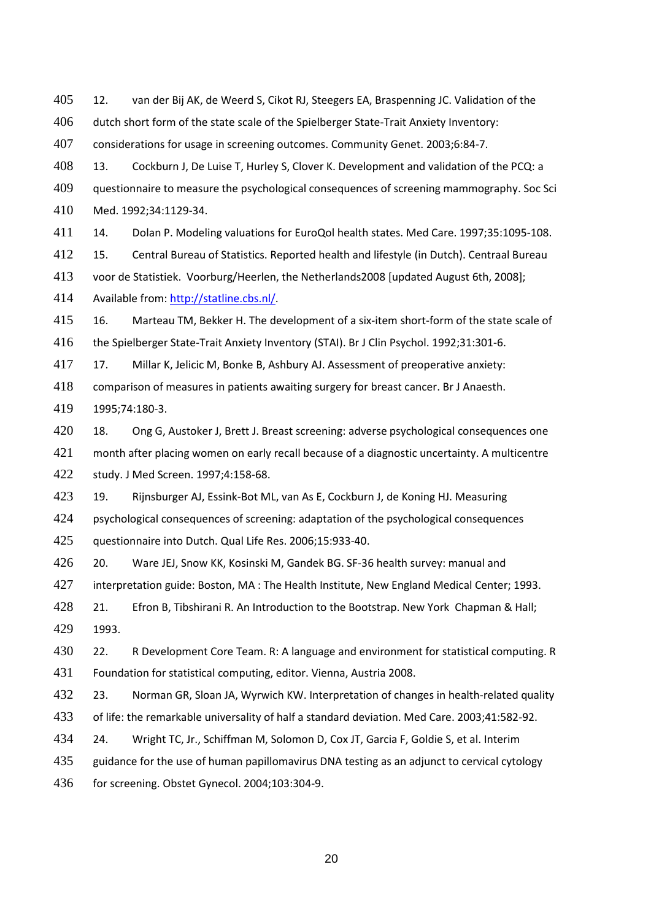12. van der Bij AK, de Weerd S, Cikot RJ, Steegers EA, Braspenning JC. Validation of the dutch short form of the state scale of the Spielberger State-Trait Anxiety Inventory: considerations for usage in screening outcomes. Community Genet. 2003;6:84-7.

13. Cockburn J, De Luise T, Hurley S, Clover K. Development and validation of the PCQ: a questionnaire to measure the psychological consequences of screening mammography. Soc Sci Med. 1992;34:1129-34.

14. Dolan P. Modeling valuations for EuroQol health states. Med Care. 1997;35:1095-108.

15. Central Bureau of Statistics. Reported health and lifestyle (in Dutch). Centraal Bureau voor de Statistiek. Voorburg/Heerlen, the Netherlands2008 [updated August 6th, 2008]; Available from: http://statline.cbs.nl/.

16. Marteau TM, Bekker H. The development of a six-item short-form of the state scale of the Spielberger State-Trait Anxiety Inventory (STAI). Br J Clin Psychol. 1992;31:301-6.

17. Millar K, Jelicic M, Bonke B, Ashbury AJ. Assessment of preoperative anxiety: comparison of measures in patients awaiting surgery for breast cancer. Br J Anaesth. 1995;74:180-3.

18. Ong G, Austoker J, Brett J. Breast screening: adverse psychological consequences one month after placing women on early recall because of a diagnostic uncertainty. A multicentre study. J Med Screen. 1997;4:158-68.

19. Rijnsburger AJ, Essink-Bot ML, van As E, Cockburn J, de Koning HJ. Measuring psychological consequences of screening: adaptation of the psychological consequences questionnaire into Dutch. Qual Life Res. 2006;15:933-40.

20. Ware JEJ, Snow KK, Kosinski M, Gandek BG. SF-36 health survey: manual and interpretation guide: Boston, MA : The Health Institute, New England Medical Center; 1993.

21. Efron B, Tibshirani R. An Introduction to the Bootstrap. New York Chapman & Hall; 1993.

22. R Development Core Team. R: A language and environment for statistical computing. R Foundation for statistical computing, editor. Vienna, Austria 2008.

23. Norman GR, Sloan JA, Wyrwich KW. Interpretation of changes in health-related quality of life: the remarkable universality of half a standard deviation. Med Care. 2003;41:582-92.

24. Wright TC, Jr., Schiffman M, Solomon D, Cox JT, Garcia F, Goldie S, et al. Interim guidance for the use of human papillomavirus DNA testing as an adjunct to cervical cytology for screening. Obstet Gynecol. 2004;103:304-9.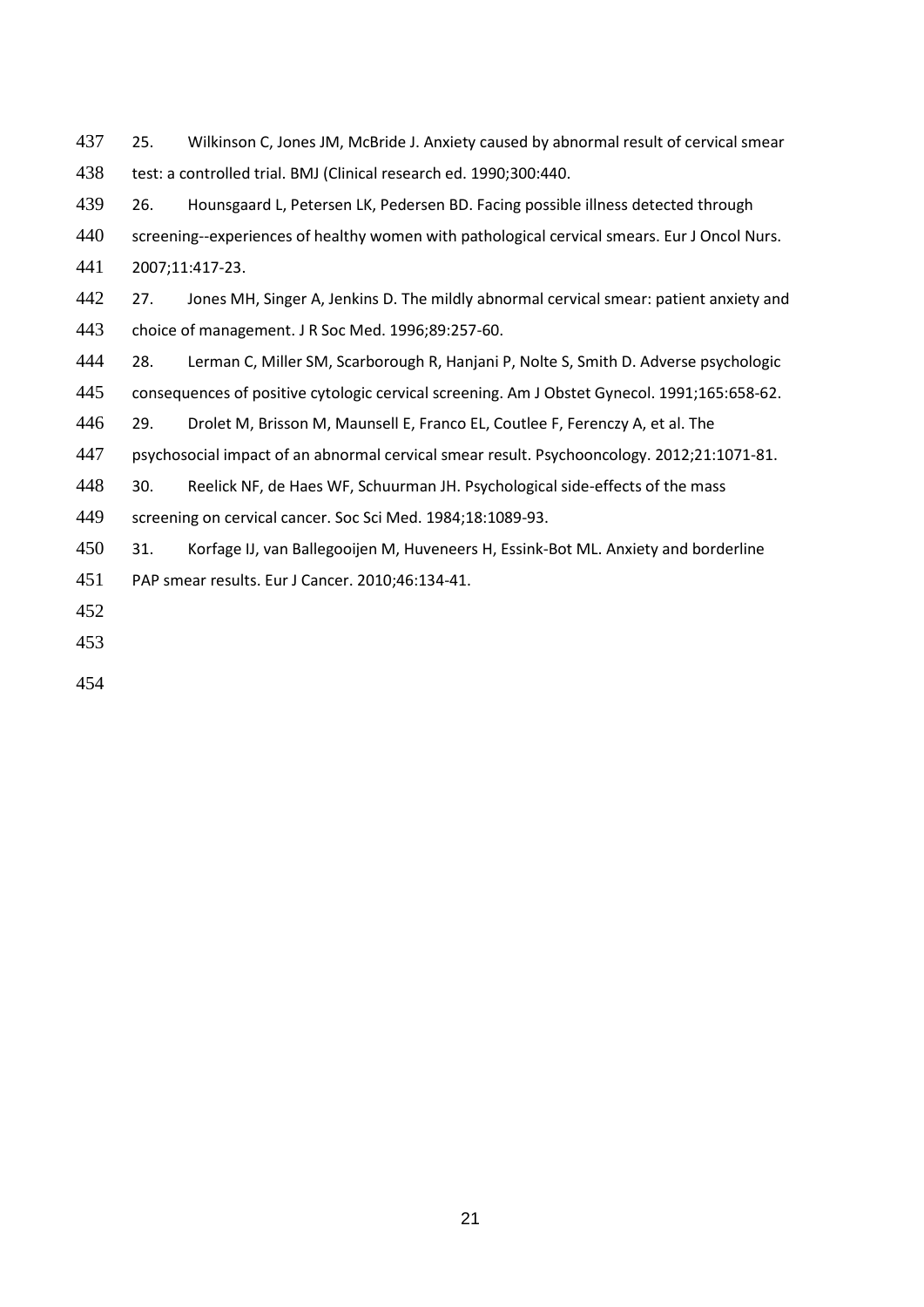25. Wilkinson C, Jones JM, McBride J. Anxiety caused by abnormal result of cervical smear test: a controlled trial. BMJ (Clinical research ed. 1990;300:440.

26. Hounsgaard L, Petersen LK, Pedersen BD. Facing possible illness detected through screening--experiences of healthy women with pathological cervical smears. Eur J Oncol Nurs. 2007;11:417-23.

27. Jones MH, Singer A, Jenkins D. The mildly abnormal cervical smear: patient anxiety and choice of management. J R Soc Med. 1996;89:257-60.

28. Lerman C, Miller SM, Scarborough R, Hanjani P, Nolte S, Smith D. Adverse psychologic consequences of positive cytologic cervical screening. Am J Obstet Gynecol. 1991;165:658-62.

29. Drolet M, Brisson M, Maunsell E, Franco EL, Coutlee F, Ferenczy A, et al. The psychosocial impact of an abnormal cervical smear result. Psychooncology. 2012;21:1071-81.

30. Reelick NF, de Haes WF, Schuurman JH. Psychological side-effects of the mass screening on cervical cancer. Soc Sci Med. 1984;18:1089-93.

31. Korfage IJ, van Ballegooijen M, Huveneers H, Essink-Bot ML. Anxiety and borderline PAP smear results. Eur J Cancer. 2010;46:134-41.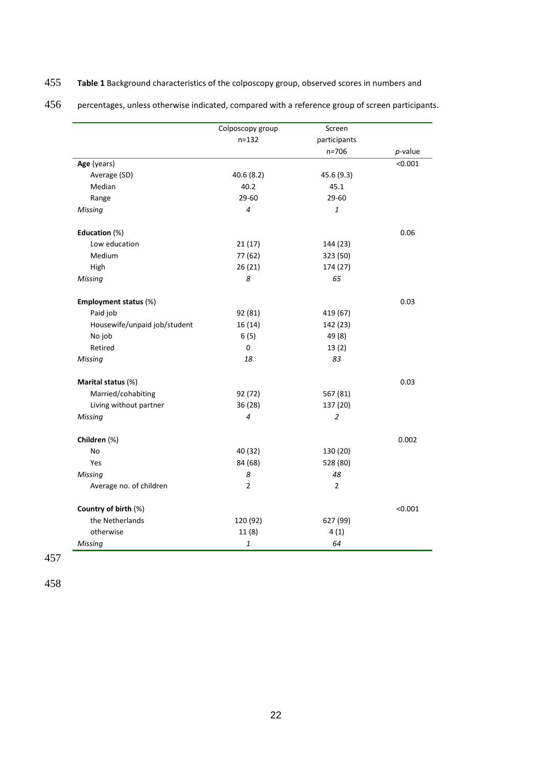**Table 1** Background characteristics of the colposcopy group, observed scores in numbers and percentages, unless otherwise indicated, compared with a reference group of screen participants.

| | Colposcopy group n=132 | Screen participants n=706 | *p*-value |
|---|---|---|---|
| **Age** (years) | | | <0.001 |
| Average (SD) | 40.6 (8.2) | 45.6 (9.3) | |
| Median | 40.2 | 45.1 | |
| Range | 29-60 | 29-60 | |
| *Missing* | *4* | *1* | |
| | | | |
| **Education** (%) | | | 0.06 |
| Low education | 21 (17) | 144 (23) | |
| Medium | 77 (62) | 323 (50) | |
| High | 26 (21) | 174 (27) | |
| *Missing* | *8* | *65* | |
| | | | |
| **Employment status** (%) | | | 0.03 |
| Paid job | 92 (81) | 419 (67) | |
| Housewife/unpaid job/student | 16 (14) | 142 (23) | |
| No job | 6 (5) | 49 (8) | |
| Retired | 0 | 13 (2) | |
| *Missing* | *18* | *83* | |
| | | | |
| **Marital status** (%) | | | 0.03 |
| Married/cohabiting | 92 (72) | 567 (81) | |
| Living without partner | 36 (28) | 137 (20) | |
| *Missing* | *4* | *2* | |
| | | | |
| **Children** (%) | | | 0.002 |
| No | 40 (32) | 130 (20) | |
| Yes | 84 (68) | 528 (80) | |
| *Missing* | *8* | *48* | |
| Average no. of children | 2 | 2 | |
| | | | |
| **Country of birth** (%) | | | <0.001 |
| the Netherlands | 120 (92) | 627 (99) | |
| otherwise | 11 (8) | 4 (1) | |
| *Missing* | *1* | *64* | |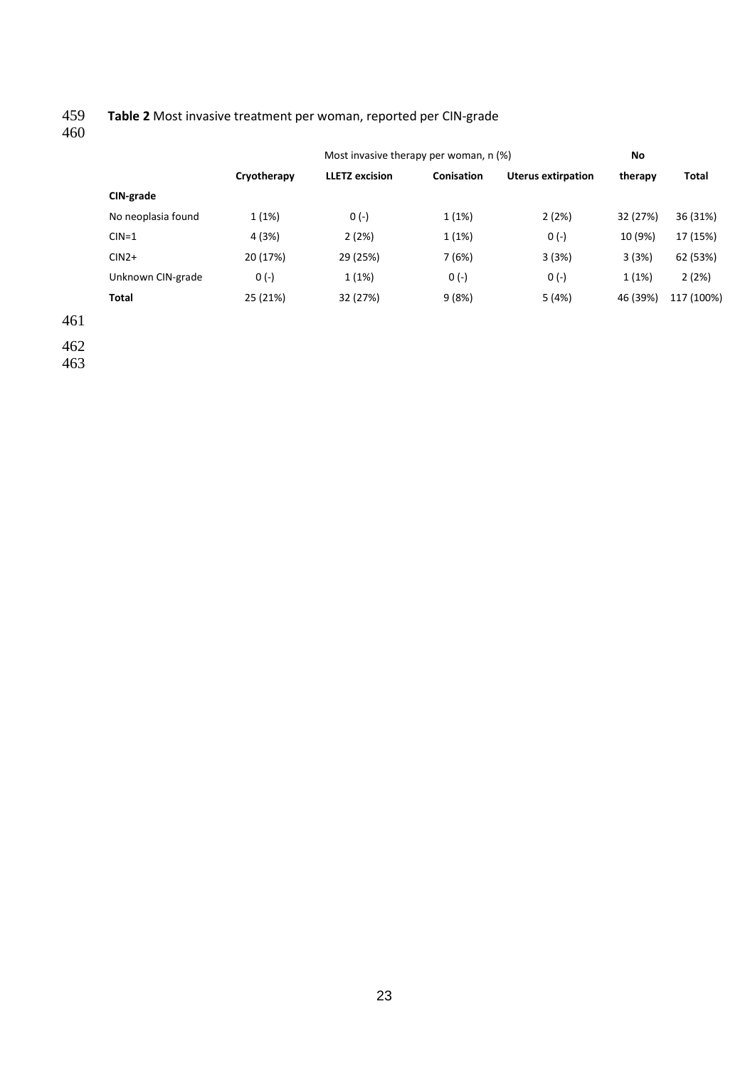**Table 2** Most invasive treatment per woman, reported per CIN-grade

| | Most invasive therapy per woman, n (%) | | | | No | |
|---|---|---|---|---|---|---|
| | **Cryotherapy** | **LLETZ excision** | **Conisation** | **Uterus extirpation** | **therapy** | **Total** |
| **CIN-grade** | | | | | | |
| No neoplasia found | 1 (1%) | 0 (-) | 1 (1%) | 2 (2%) | 32 (27%) | 36 (31%) |
| CIN=1 | 4 (3%) | 2 (2%) | 1 (1%) | 0 (-) | 10 (9%) | 17 (15%) |
| CIN2+ | 20 (17%) | 29 (25%) | 7 (6%) | 3 (3%) | 3 (3%) | 62 (53%) |
| Unknown CIN-grade | 0 (-) | 1 (1%) | 0 (-) | 0 (-) | 1 (1%) | 2 (2%) |
| **Total** | 25 (21%) | 32 (27%) | 9 (8%) | 5 (4%) | 46 (39%) | 117 (100%) |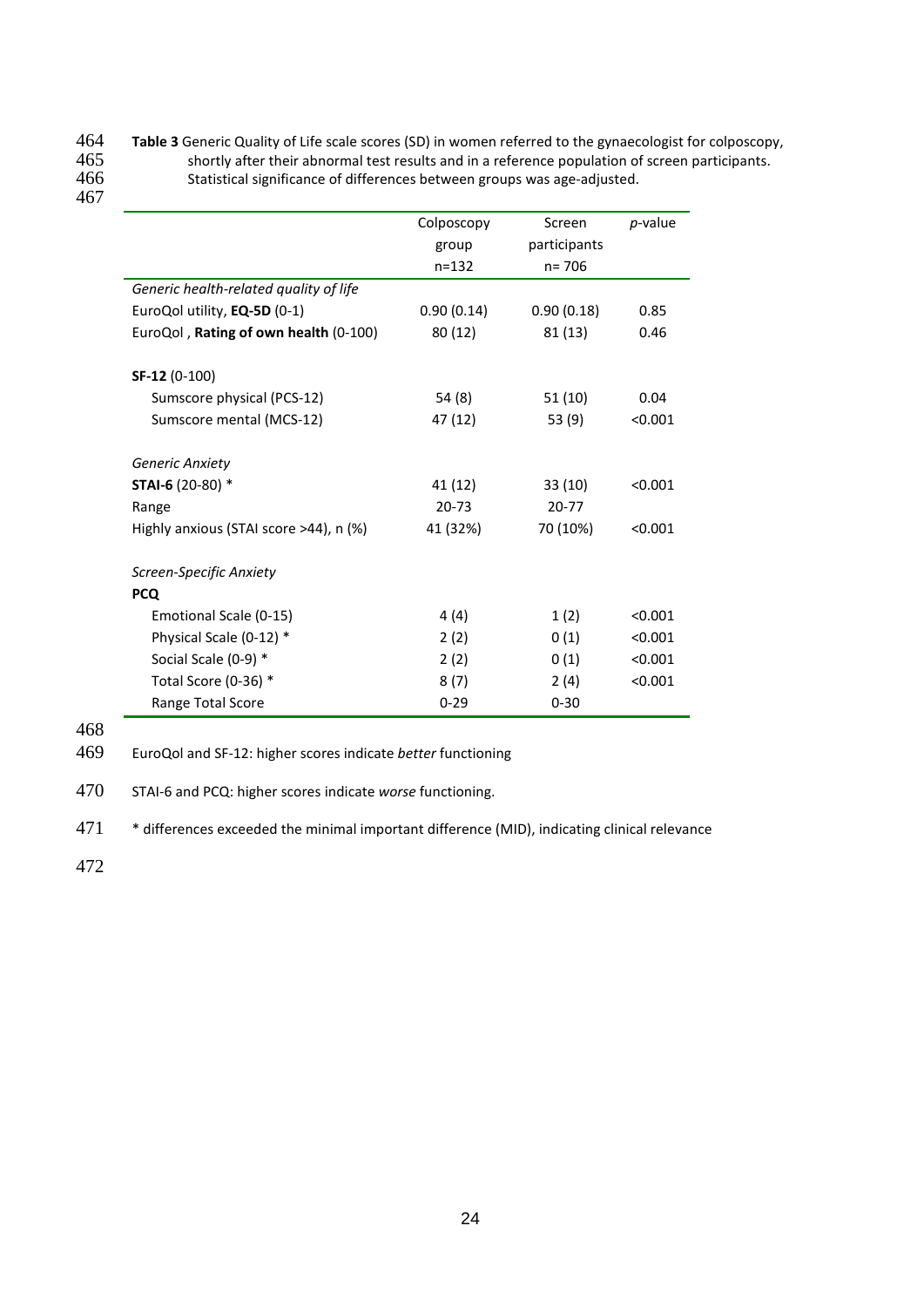**Table 3** Generic Quality of Life scale scores (SD) in women referred to the gynaecologist for colposcopy, shortly after their abnormal test results and in a reference population of screen participants. Statistical significance of differences between groups was age-adjusted.

| | Colposcopy group n=132 | Screen participants n= 706 | *p*-value |
|---|---|---|---|
| *Generic health-related quality of life* | | | |
| EuroQol utility, **EQ-5D** (0-1) | 0.90 (0.14) | 0.90 (0.18) | 0.85 |
| EuroQol , **Rating of own health** (0-100) | 80 (12) | 81 (13) | 0.46 |
| | | | |
| **SF-12** (0-100) | | | |
| Sumscore physical (PCS-12) | 54 (8) | 51 (10) | 0.04 |
| Sumscore mental (MCS-12) | 47 (12) | 53 (9) | <0.001 |
| | | | |
| *Generic Anxiety* | | | |
| **STAI-6** (20-80) * | 41 (12) | 33 (10) | <0.001 |
| Range | 20-73 | 20-77 | |
| Highly anxious (STAI score >44), n (%) | 41 (32%) | 70 (10%) | <0.001 |
| | | | |
| *Screen-Specific Anxiety* | | | |
| **PCQ** | | | |
| Emotional Scale (0-15) | 4 (4) | 1 (2) | <0.001 |
| Physical Scale (0-12) * | 2 (2) | 0 (1) | <0.001 |
| Social Scale (0-9) * | 2 (2) | 0 (1) | <0.001 |
| Total Score (0-36) * | 8 (7) | 2 (4) | <0.001 |
| Range Total Score | 0-29 | 0-30 | |

EuroQol and SF-12: higher scores indicate *better* functioning

STAI-6 and PCQ: higher scores indicate *worse* functioning.

* differences exceeded the minimal important difference (MID), indicating clinical relevance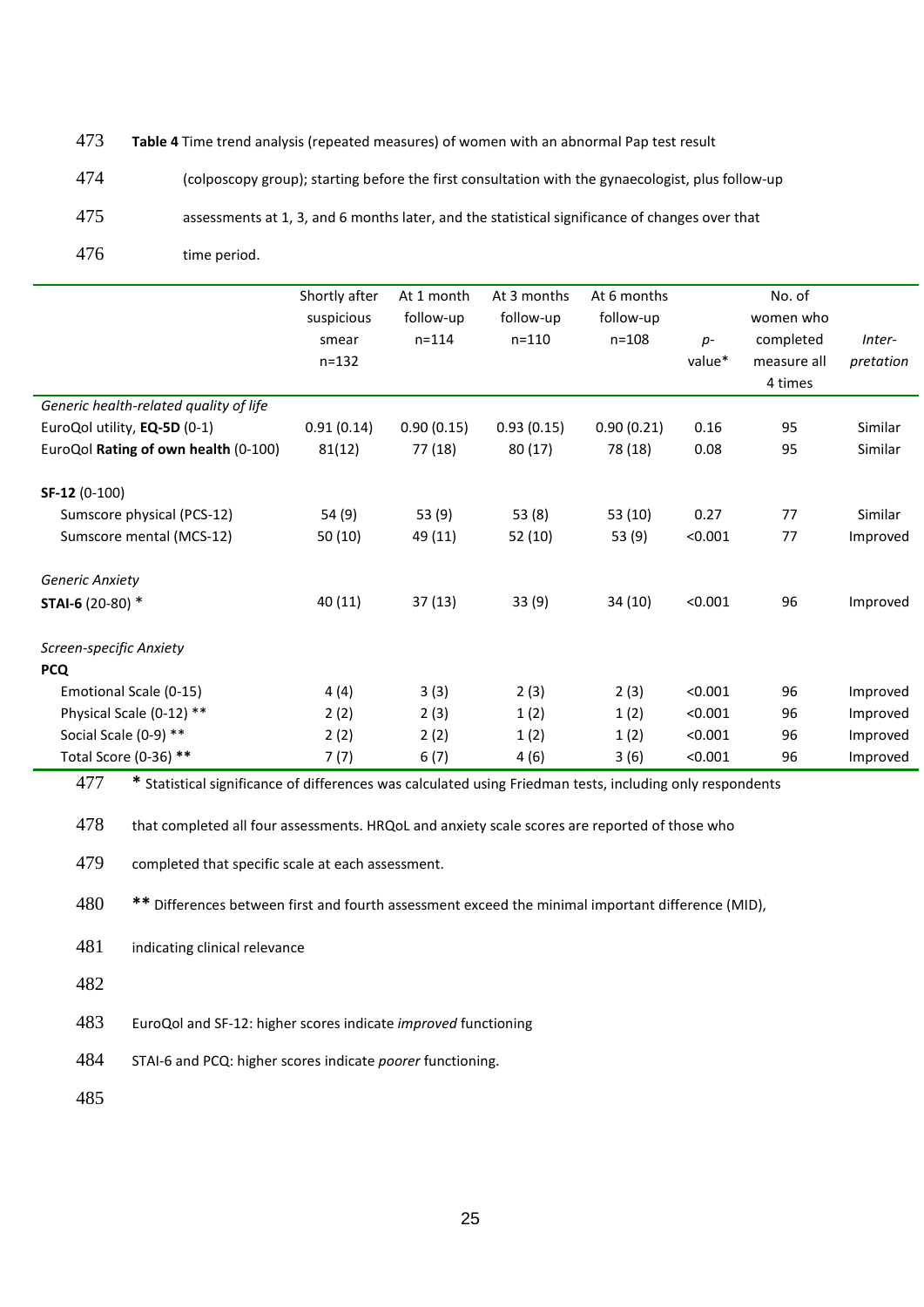**Table 4** Time trend analysis (repeated measures) of women with an abnormal Pap test result (colposcopy group); starting before the first consultation with the gynaecologist, plus follow-up assessments at 1, 3, and 6 months later, and the statistical significance of changes over that time period.

| | Shortly after suspicious smear n=132 | At 1 month follow-up n=114 | At 3 months follow-up n=110 | At 6 months follow-up n=108 | *p*-value* | No. of women who completed measure all 4 times | *Inter-pretation* |
|---|---|---|---|---|---|---|---|
| *Generic health-related quality of life* | | | | | | | |
| EuroQol utility, **EQ-5D** (0-1) | 0.91 (0.14) | 0.90 (0.15) | 0.93 (0.15) | 0.90 (0.21) | 0.16 | 95 | Similar |
| EuroQol **Rating of own health** (0-100) | 81(12) | 77 (18) | 80 (17) | 78 (18) | 0.08 | 95 | Similar |
| **SF-12** (0-100) | | | | | | | |
| Sumscore physical (PCS-12) | 54 (9) | 53 (9) | 53 (8) | 53 (10) | 0.27 | 77 | Similar |
| Sumscore mental (MCS-12) | 50 (10) | 49 (11) | 52 (10) | 53 (9) | <0.001 | 77 | Improved |
| *Generic Anxiety* | | | | | | | |
| **STAI-6** (20-80) * | 40 (11) | 37 (13) | 33 (9) | 34 (10) | <0.001 | 96 | Improved |
| *Screen-specific Anxiety* | | | | | | | |
| **PCQ** | | | | | | | |
| Emotional Scale (0-15) | 4 (4) | 3 (3) | 2 (3) | 2 (3) | <0.001 | 96 | Improved |
| Physical Scale (0-12) ** | 2 (2) | 2 (3) | 1 (2) | 1 (2) | <0.001 | 96 | Improved |
| Social Scale (0-9) ** | 2 (2) | 2 (2) | 1 (2) | 1 (2) | <0.001 | 96 | Improved |
| Total Score (0-36) ** | 7 (7) | 6 (7) | 4 (6) | 3 (6) | <0.001 | 96 | Improved |

**\*** Statistical significance of differences was calculated using Friedman tests, including only respondents that completed all four assessments. HRQoL and anxiety scale scores are reported of those who completed that specific scale at each assessment.

**\*\*** Differences between first and fourth assessment exceed the minimal important difference (MID), indicating clinical relevance

EuroQol and SF-12: higher scores indicate *improved* functioning

STAI-6 and PCQ: higher scores indicate *poorer* functioning.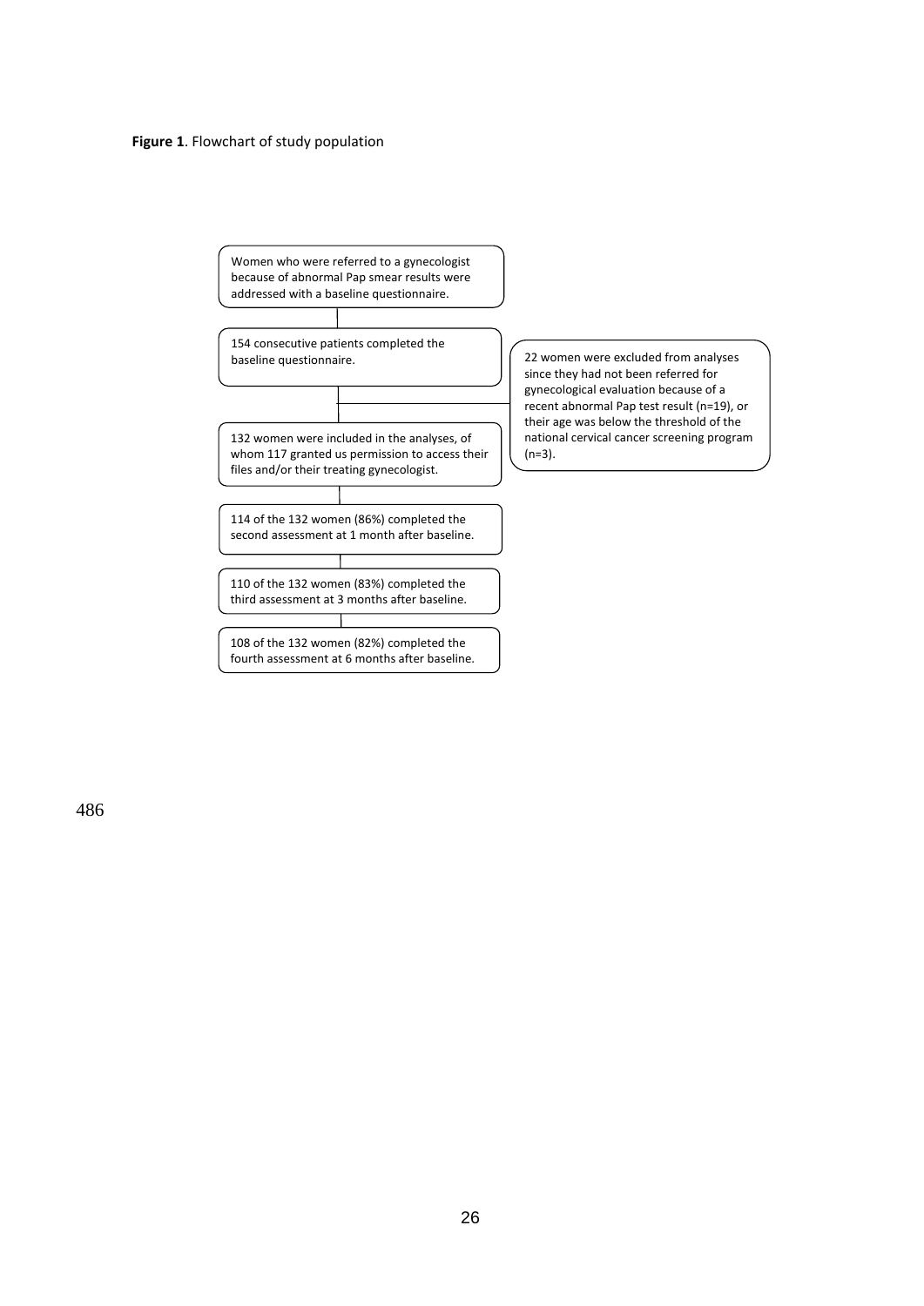**Figure 1**. Flowchart of study population

Women who were referred to a gynecologist because of abnormal Pap smear results were addressed with a baseline questionnaire.

154 consecutive patients completed the baseline questionnaire.

22 women were excluded from analyses since they had not been referred for gynecological evaluation because of a recent abnormal Pap test result (n=19), or their age was below the threshold of the national cervical cancer screening program (n=3).

132 women were included in the analyses, of whom 117 granted us permission to access their files and/or their treating gynecologist.

114 of the 132 women (86%) completed the second assessment at 1 month after baseline.

110 of the 132 women (83%) completed the third assessment at 3 months after baseline.

108 of the 132 women (82%) completed the fourth assessment at 6 months after baseline.